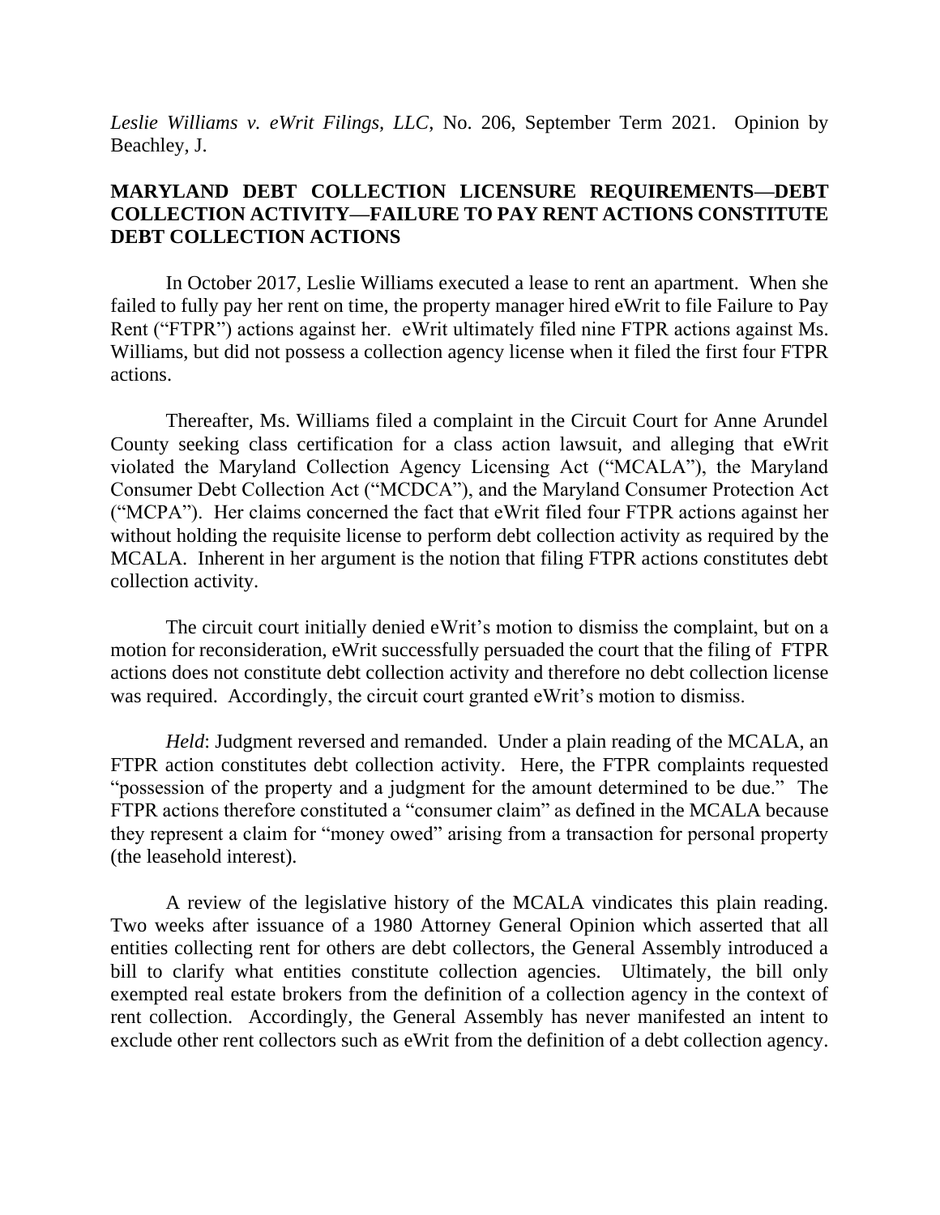*Leslie Williams v. eWrit Filings, LLC*, No. 206, September Term 2021. Opinion by Beachley, J.

**MARYLAND DEBT COLLECTION LICENSURE REQUIREMENTS—DEBT COLLECTION ACTIVITY—FAILURE TO PAY RENT ACTIONS CONSTITUTE DEBT COLLECTION ACTIONS**

In October 2017, Leslie Williams executed a lease to rent an apartment. When she failed to fully pay her rent on time, the property manager hired eWrit to file Failure to Pay Rent ("FTPR") actions against her. eWrit ultimately filed nine FTPR actions against Ms. Williams, but did not possess a collection agency license when it filed the first four FTPR actions.

Thereafter, Ms. Williams filed a complaint in the Circuit Court for Anne Arundel County seeking class certification for a class action lawsuit, and alleging that eWrit violated the Maryland Collection Agency Licensing Act ("MCALA"), the Maryland Consumer Debt Collection Act ("MCDCA"), and the Maryland Consumer Protection Act ("MCPA"). Her claims concerned the fact that eWrit filed four FTPR actions against her without holding the requisite license to perform debt collection activity as required by the MCALA. Inherent in her argument is the notion that filing FTPR actions constitutes debt collection activity.

The circuit court initially denied eWrit's motion to dismiss the complaint, but on a motion for reconsideration, eWrit successfully persuaded the court that the filing of FTPR actions does not constitute debt collection activity and therefore no debt collection license was required. Accordingly, the circuit court granted eWrit's motion to dismiss.

*Held*: Judgment reversed and remanded. Under a plain reading of the MCALA, an FTPR action constitutes debt collection activity. Here, the FTPR complaints requested "possession of the property and a judgment for the amount determined to be due." The FTPR actions therefore constituted a "consumer claim" as defined in the MCALA because they represent a claim for "money owed" arising from a transaction for personal property (the leasehold interest).

A review of the legislative history of the MCALA vindicates this plain reading. Two weeks after issuance of a 1980 Attorney General Opinion which asserted that all entities collecting rent for others are debt collectors, the General Assembly introduced a bill to clarify what entities constitute collection agencies. Ultimately, the bill only exempted real estate brokers from the definition of a collection agency in the context of rent collection. Accordingly, the General Assembly has never manifested an intent to exclude other rent collectors such as eWrit from the definition of a debt collection agency.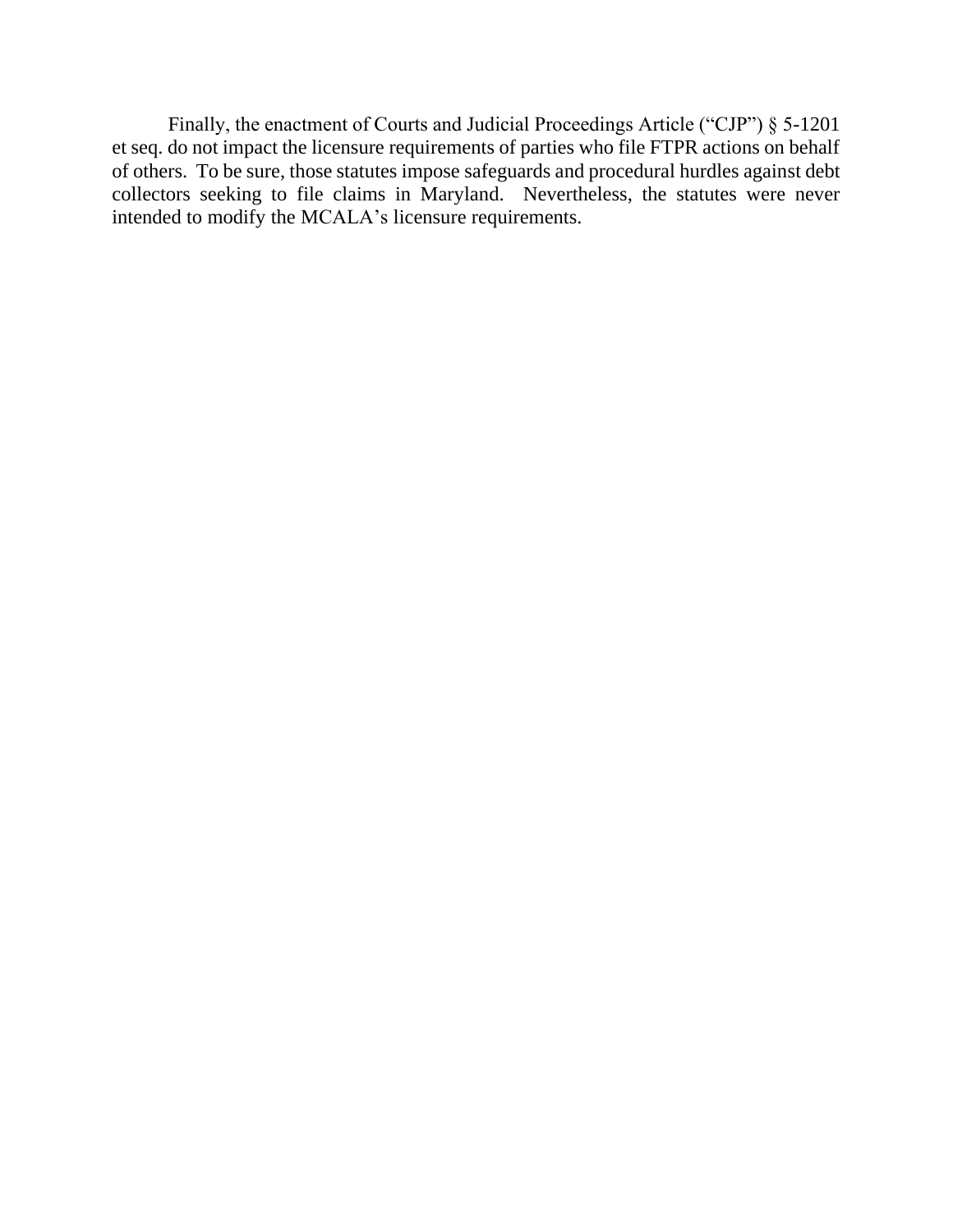Finally, the enactment of Courts and Judicial Proceedings Article ("CJP") § 5-1201 et seq. do not impact the licensure requirements of parties who file FTPR actions on behalf of others. To be sure, those statutes impose safeguards and procedural hurdles against debt collectors seeking to file claims in Maryland. Nevertheless, the statutes were never intended to modify the MCALA's licensure requirements.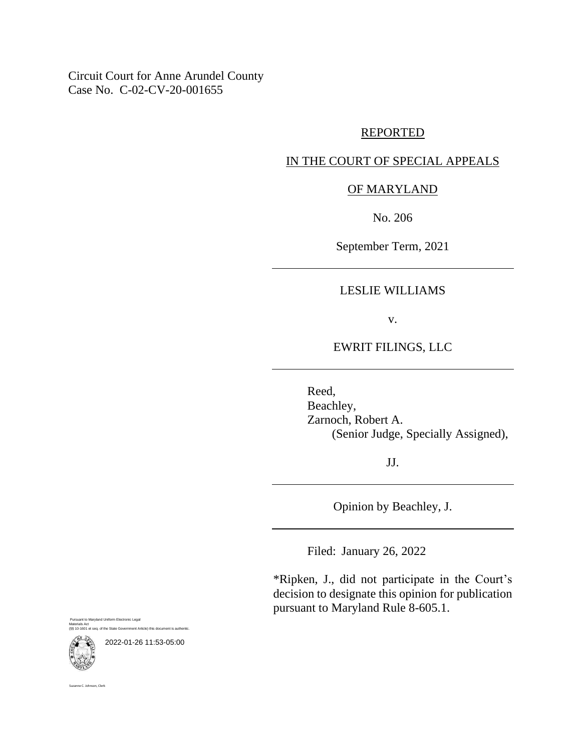Circuit Court for Anne Arundel County
Case No. C-02-CV-20-001655

REPORTED

IN THE COURT OF SPECIAL APPEALS

OF MARYLAND

No. 206

September Term, 2021

---

LESLIE WILLIAMS

v.

EWRIT FILINGS, LLC

---

Reed,
Beachley,
Zarnoch, Robert A.
(Senior Judge, Specially Assigned),

JJ.

---

Opinion by Beachley, J.

---

Filed: January 26, 2022

*Ripken, J., did not participate in the Court's decision to designate this opinion for publication pursuant to Maryland Rule 8-605.1.

Pursuant to Maryland Uniform Electronic Legal Materials Act
(§§ 10-1601 et seq. of the State Government Article) this document is authentic.

2022-01-26 11:53-05:00

Suzanne C. Johnson, Clerk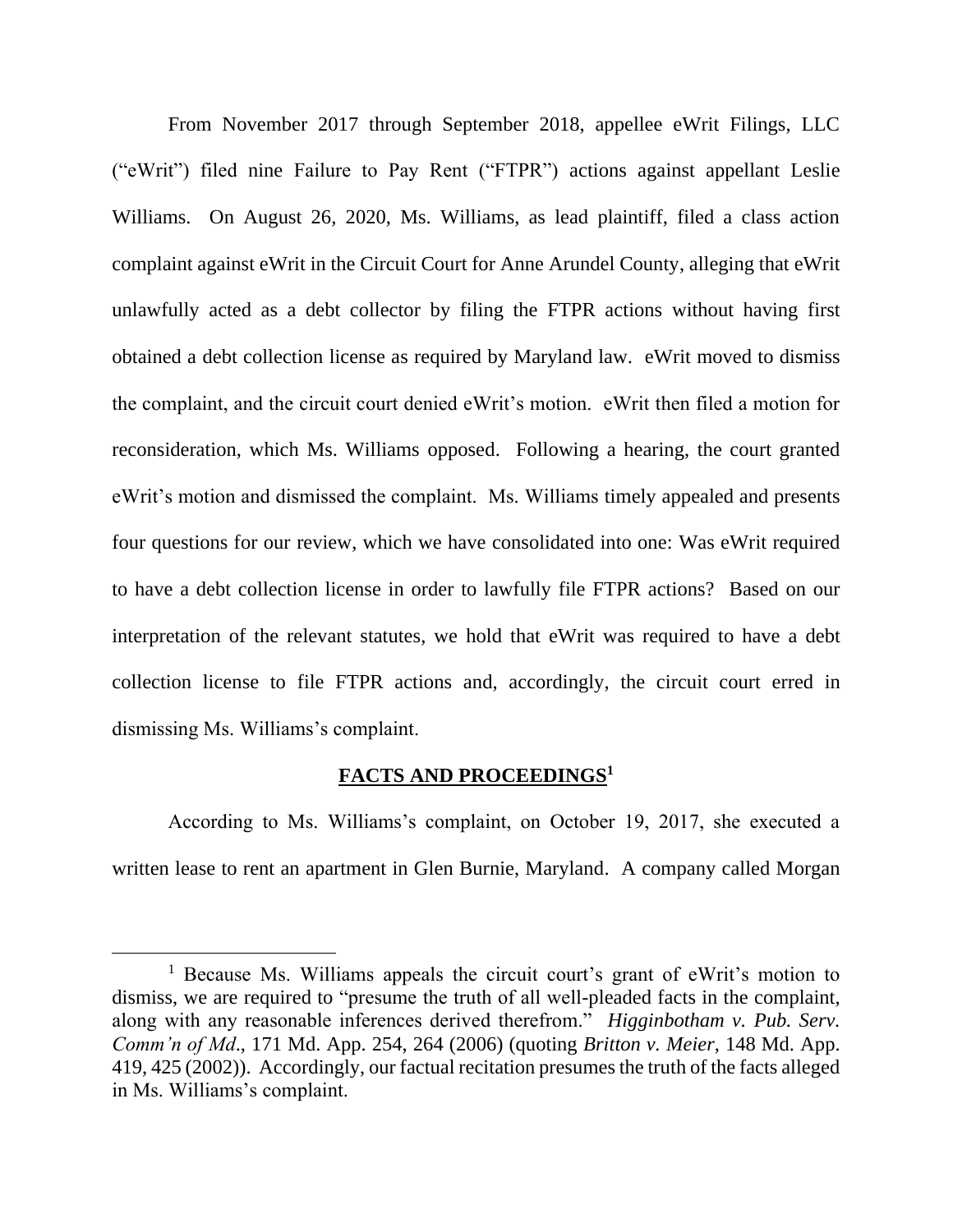From November 2017 through September 2018, appellee eWrit Filings, LLC ("eWrit") filed nine Failure to Pay Rent ("FTPR") actions against appellant Leslie Williams. On August 26, 2020, Ms. Williams, as lead plaintiff, filed a class action complaint against eWrit in the Circuit Court for Anne Arundel County, alleging that eWrit unlawfully acted as a debt collector by filing the FTPR actions without having first obtained a debt collection license as required by Maryland law. eWrit moved to dismiss the complaint, and the circuit court denied eWrit's motion. eWrit then filed a motion for reconsideration, which Ms. Williams opposed. Following a hearing, the court granted eWrit's motion and dismissed the complaint. Ms. Williams timely appealed and presents four questions for our review, which we have consolidated into one: Was eWrit required to have a debt collection license in order to lawfully file FTPR actions? Based on our interpretation of the relevant statutes, we hold that eWrit was required to have a debt collection license to file FTPR actions and, accordingly, the circuit court erred in dismissing Ms. Williams's complaint.

## **FACTS AND PROCEEDINGS**[1]

According to Ms. Williams's complaint, on October 19, 2017, she executed a written lease to rent an apartment in Glen Burnie, Maryland. A company called Morgan

---

[1] Because Ms. Williams appeals the circuit court's grant of eWrit's motion to dismiss, we are required to "presume the truth of all well-pleaded facts in the complaint, along with any reasonable inferences derived therefrom." *Higginbotham v. Pub. Serv. Comm'n of Md.*, 171 Md. App. 254, 264 (2006) (quoting *Britton v. Meier*, 148 Md. App. 419, 425 (2002)). Accordingly, our factual recitation presumes the truth of the facts alleged in Ms. Williams's complaint.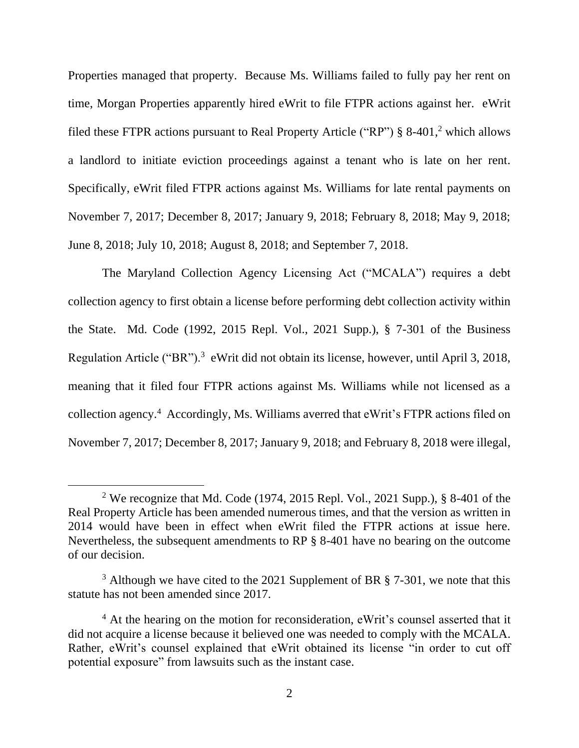Properties managed that property. Because Ms. Williams failed to fully pay her rent on time, Morgan Properties apparently hired eWrit to file FTPR actions against her. eWrit filed these FTPR actions pursuant to Real Property Article ("RP") § 8-401,[2] which allows a landlord to initiate eviction proceedings against a tenant who is late on her rent. Specifically, eWrit filed FTPR actions against Ms. Williams for late rental payments on November 7, 2017; December 8, 2017; January 9, 2018; February 8, 2018; May 9, 2018; June 8, 2018; July 10, 2018; August 8, 2018; and September 7, 2018.

The Maryland Collection Agency Licensing Act ("MCALA") requires a debt collection agency to first obtain a license before performing debt collection activity within the State. Md. Code (1992, 2015 Repl. Vol., 2021 Supp.), § 7-301 of the Business Regulation Article ("BR").[3] eWrit did not obtain its license, however, until April 3, 2018, meaning that it filed four FTPR actions against Ms. Williams while not licensed as a collection agency.[4] Accordingly, Ms. Williams averred that eWrit's FTPR actions filed on November 7, 2017; December 8, 2017; January 9, 2018; and February 8, 2018 were illegal,

---

[2] We recognize that Md. Code (1974, 2015 Repl. Vol., 2021 Supp.), § 8-401 of the Real Property Article has been amended numerous times, and that the version as written in 2014 would have been in effect when eWrit filed the FTPR actions at issue here. Nevertheless, the subsequent amendments to RP § 8-401 have no bearing on the outcome of our decision.

[3] Although we have cited to the 2021 Supplement of BR § 7-301, we note that this statute has not been amended since 2017.

[4] At the hearing on the motion for reconsideration, eWrit's counsel asserted that it did not acquire a license because it believed one was needed to comply with the MCALA. Rather, eWrit's counsel explained that eWrit obtained its license "in order to cut off potential exposure" from lawsuits such as the instant case.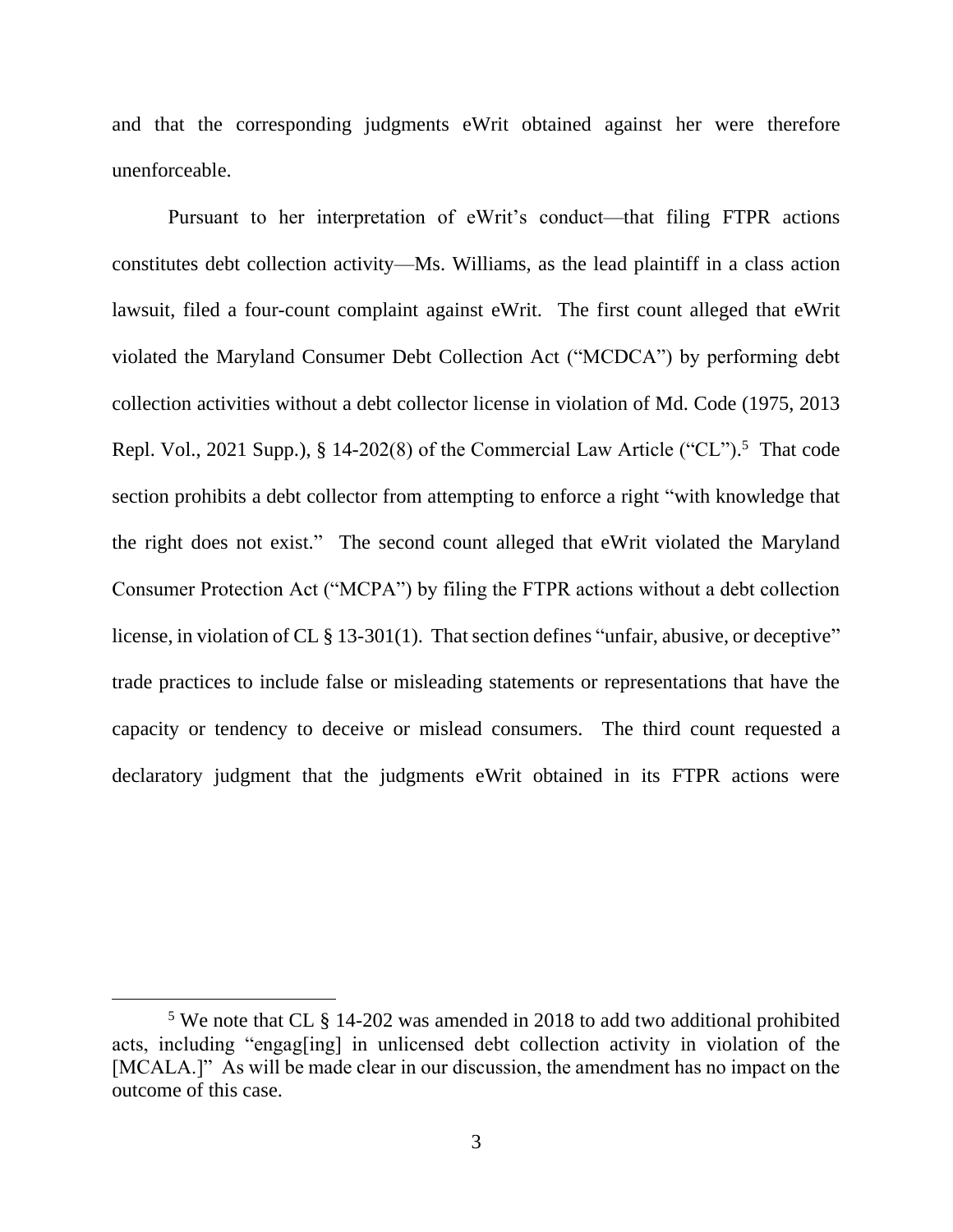and that the corresponding judgments eWrit obtained against her were therefore unenforceable.

Pursuant to her interpretation of eWrit's conduct—that filing FTPR actions constitutes debt collection activity—Ms. Williams, as the lead plaintiff in a class action lawsuit, filed a four-count complaint against eWrit. The first count alleged that eWrit violated the Maryland Consumer Debt Collection Act ("MCDCA") by performing debt collection activities without a debt collector license in violation of Md. Code (1975, 2013 Repl. Vol., 2021 Supp.), § 14-202(8) of the Commercial Law Article ("CL").[5] That code section prohibits a debt collector from attempting to enforce a right "with knowledge that the right does not exist." The second count alleged that eWrit violated the Maryland Consumer Protection Act ("MCPA") by filing the FTPR actions without a debt collection license, in violation of CL § 13-301(1). That section defines "unfair, abusive, or deceptive" trade practices to include false or misleading statements or representations that have the capacity or tendency to deceive or mislead consumers. The third count requested a declaratory judgment that the judgments eWrit obtained in its FTPR actions were

---

[5] We note that CL § 14-202 was amended in 2018 to add two additional prohibited acts, including "engag[ing] in unlicensed debt collection activity in violation of the [MCALA.]" As will be made clear in our discussion, the amendment has no impact on the outcome of this case.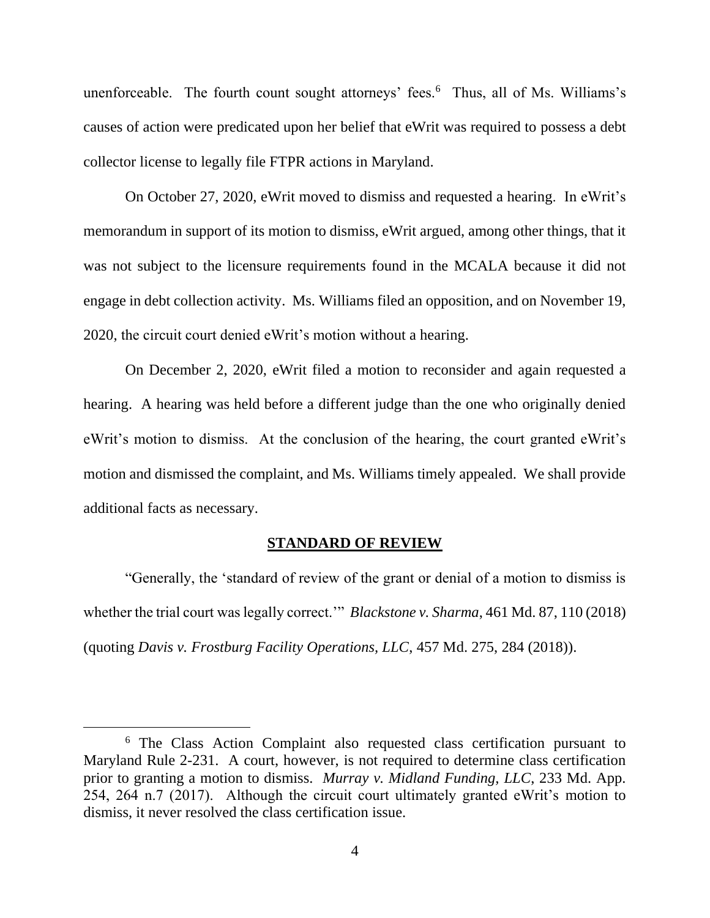unenforceable. The fourth count sought attorneys' fees.[6] Thus, all of Ms. Williams's causes of action were predicated upon her belief that eWrit was required to possess a debt collector license to legally file FTPR actions in Maryland.

On October 27, 2020, eWrit moved to dismiss and requested a hearing. In eWrit's memorandum in support of its motion to dismiss, eWrit argued, among other things, that it was not subject to the licensure requirements found in the MCALA because it did not engage in debt collection activity. Ms. Williams filed an opposition, and on November 19, 2020, the circuit court denied eWrit's motion without a hearing.

On December 2, 2020, eWrit filed a motion to reconsider and again requested a hearing. A hearing was held before a different judge than the one who originally denied eWrit's motion to dismiss. At the conclusion of the hearing, the court granted eWrit's motion and dismissed the complaint, and Ms. Williams timely appealed. We shall provide additional facts as necessary.

## STANDARD OF REVIEW

"Generally, the 'standard of review of the grant or denial of a motion to dismiss is whether the trial court was legally correct.'" *Blackstone v. Sharma*, 461 Md. 87, 110 (2018) (quoting *Davis v. Frostburg Facility Operations, LLC*, 457 Md. 275, 284 (2018)).

---

[6] The Class Action Complaint also requested class certification pursuant to Maryland Rule 2-231. A court, however, is not required to determine class certification prior to granting a motion to dismiss. *Murray v. Midland Funding, LLC*, 233 Md. App. 254, 264 n.7 (2017). Although the circuit court ultimately granted eWrit's motion to dismiss, it never resolved the class certification issue.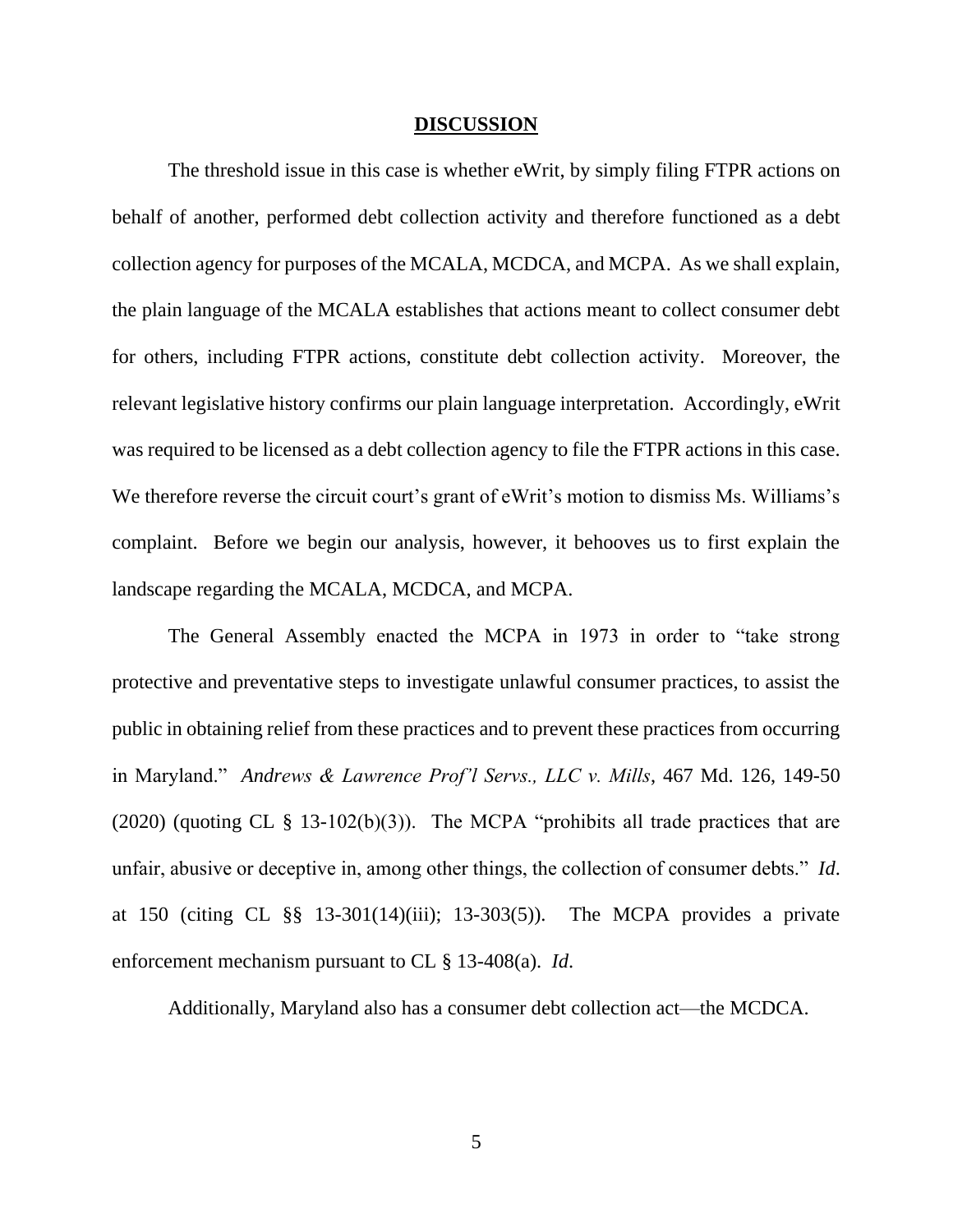## **DISCUSSION**

The threshold issue in this case is whether eWrit, by simply filing FTPR actions on behalf of another, performed debt collection activity and therefore functioned as a debt collection agency for purposes of the MCALA, MCDCA, and MCPA. As we shall explain, the plain language of the MCALA establishes that actions meant to collect consumer debt for others, including FTPR actions, constitute debt collection activity. Moreover, the relevant legislative history confirms our plain language interpretation. Accordingly, eWrit was required to be licensed as a debt collection agency to file the FTPR actions in this case. We therefore reverse the circuit court's grant of eWrit's motion to dismiss Ms. Williams's complaint. Before we begin our analysis, however, it behooves us to first explain the landscape regarding the MCALA, MCDCA, and MCPA.

The General Assembly enacted the MCPA in 1973 in order to "take strong protective and preventative steps to investigate unlawful consumer practices, to assist the public in obtaining relief from these practices and to prevent these practices from occurring in Maryland." *Andrews & Lawrence Prof'l Servs., LLC v. Mills*, 467 Md. 126, 149-50 (2020) (quoting CL § 13-102(b)(3)). The MCPA "prohibits all trade practices that are unfair, abusive or deceptive in, among other things, the collection of consumer debts." *Id*. at 150 (citing CL §§ 13-301(14)(iii); 13-303(5)). The MCPA provides a private enforcement mechanism pursuant to CL § 13-408(a). *Id*.

Additionally, Maryland also has a consumer debt collection act—the MCDCA.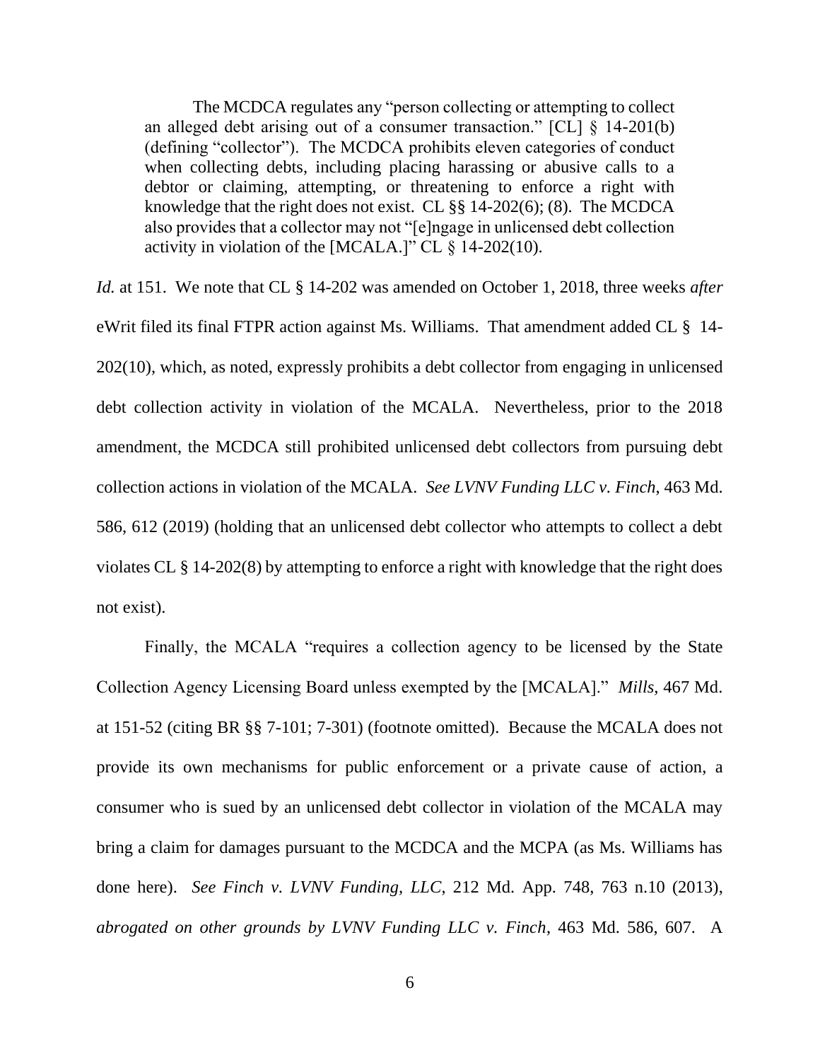> The MCDCA regulates any "person collecting or attempting to collect an alleged debt arising out of a consumer transaction." [CL] § 14-201(b) (defining "collector"). The MCDCA prohibits eleven categories of conduct when collecting debts, including placing harassing or abusive calls to a debtor or claiming, attempting, or threatening to enforce a right with knowledge that the right does not exist. CL §§ 14-202(6); (8). The MCDCA also provides that a collector may not "[e]ngage in unlicensed debt collection activity in violation of the [MCALA.]" CL § 14-202(10).

*Id.* at 151. We note that CL § 14-202 was amended on October 1, 2018, three weeks *after* eWrit filed its final FTPR action against Ms. Williams. That amendment added CL § 14-202(10), which, as noted, expressly prohibits a debt collector from engaging in unlicensed debt collection activity in violation of the MCALA. Nevertheless, prior to the 2018 amendment, the MCDCA still prohibited unlicensed debt collectors from pursuing debt collection actions in violation of the MCALA. *See LVNV Funding LLC v. Finch*, 463 Md. 586, 612 (2019) (holding that an unlicensed debt collector who attempts to collect a debt violates CL § 14-202(8) by attempting to enforce a right with knowledge that the right does not exist).

Finally, the MCALA "requires a collection agency to be licensed by the State Collection Agency Licensing Board unless exempted by the [MCALA]." *Mills*, 467 Md. at 151-52 (citing BR §§ 7-101; 7-301) (footnote omitted). Because the MCALA does not provide its own mechanisms for public enforcement or a private cause of action, a consumer who is sued by an unlicensed debt collector in violation of the MCALA may bring a claim for damages pursuant to the MCDCA and the MCPA (as Ms. Williams has done here). *See Finch v. LVNV Funding, LLC*, 212 Md. App. 748, 763 n.10 (2013), *abrogated on other grounds by LVNV Funding LLC v. Finch*, 463 Md. 586, 607. A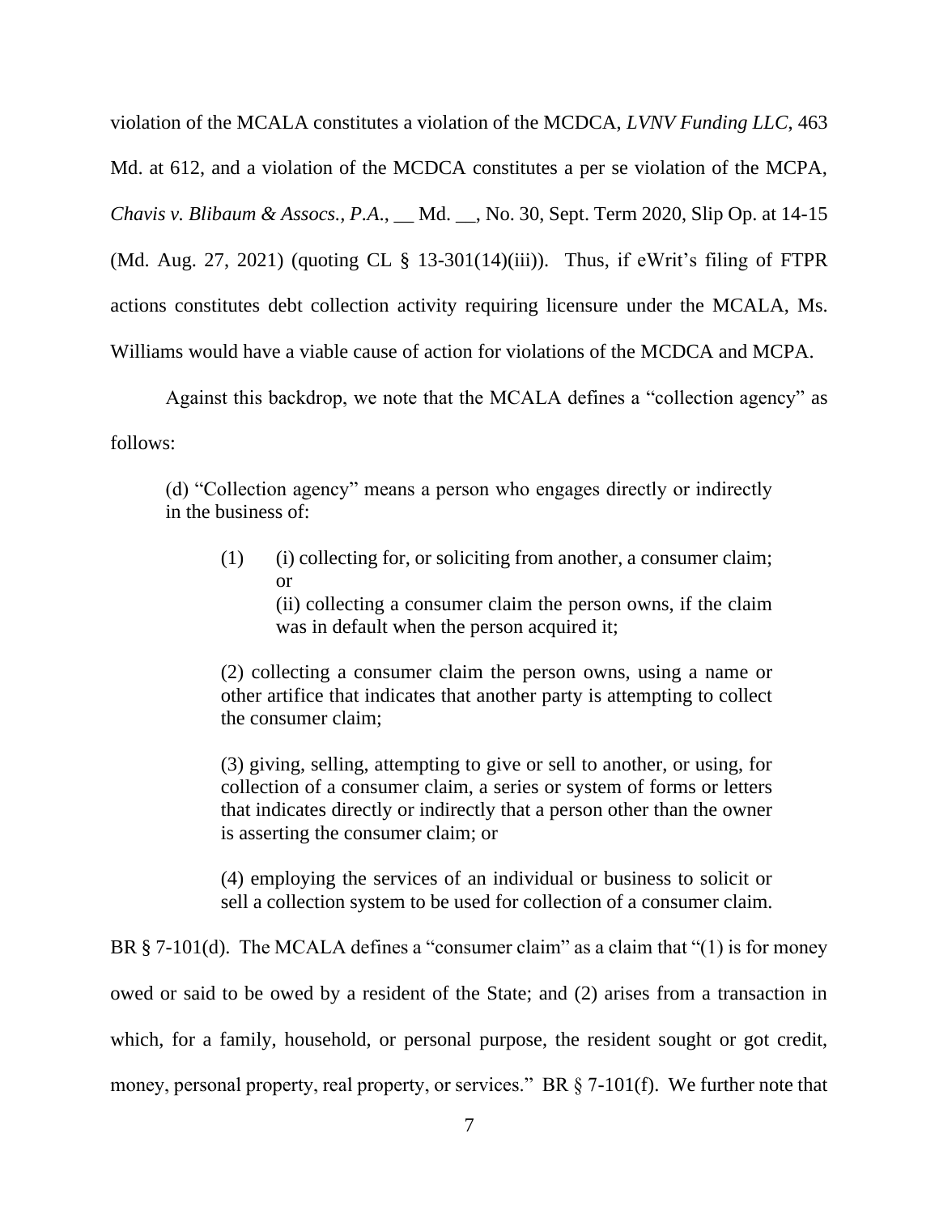violation of the MCALA constitutes a violation of the MCDCA, *LVNV Funding LLC*, 463 Md. at 612, and a violation of the MCDCA constitutes a per se violation of the MCPA, *Chavis v. Blibaum & Assocs., P.A.*, __ Md. __, No. 30, Sept. Term 2020, Slip Op. at 14-15 (Md. Aug. 27, 2021) (quoting CL § 13-301(14)(iii)). Thus, if eWrit's filing of FTPR actions constitutes debt collection activity requiring licensure under the MCALA, Ms. Williams would have a viable cause of action for violations of the MCDCA and MCPA.

Against this backdrop, we note that the MCALA defines a "collection agency" as follows:

> (d) "Collection agency" means a person who engages directly or indirectly in the business of:
>
> (1) (i) collecting for, or soliciting from another, a consumer claim; or
> (ii) collecting a consumer claim the person owns, if the claim was in default when the person acquired it;
>
> (2) collecting a consumer claim the person owns, using a name or other artifice that indicates that another party is attempting to collect the consumer claim;
>
> (3) giving, selling, attempting to give or sell to another, or using, for collection of a consumer claim, a series or system of forms or letters that indicates directly or indirectly that a person other than the owner is asserting the consumer claim; or
>
> (4) employing the services of an individual or business to solicit or sell a collection system to be used for collection of a consumer claim.

BR § 7-101(d). The MCALA defines a "consumer claim" as a claim that "(1) is for money owed or said to be owed by a resident of the State; and (2) arises from a transaction in which, for a family, household, or personal purpose, the resident sought or got credit, money, personal property, real property, or services." BR § 7-101(f). We further note that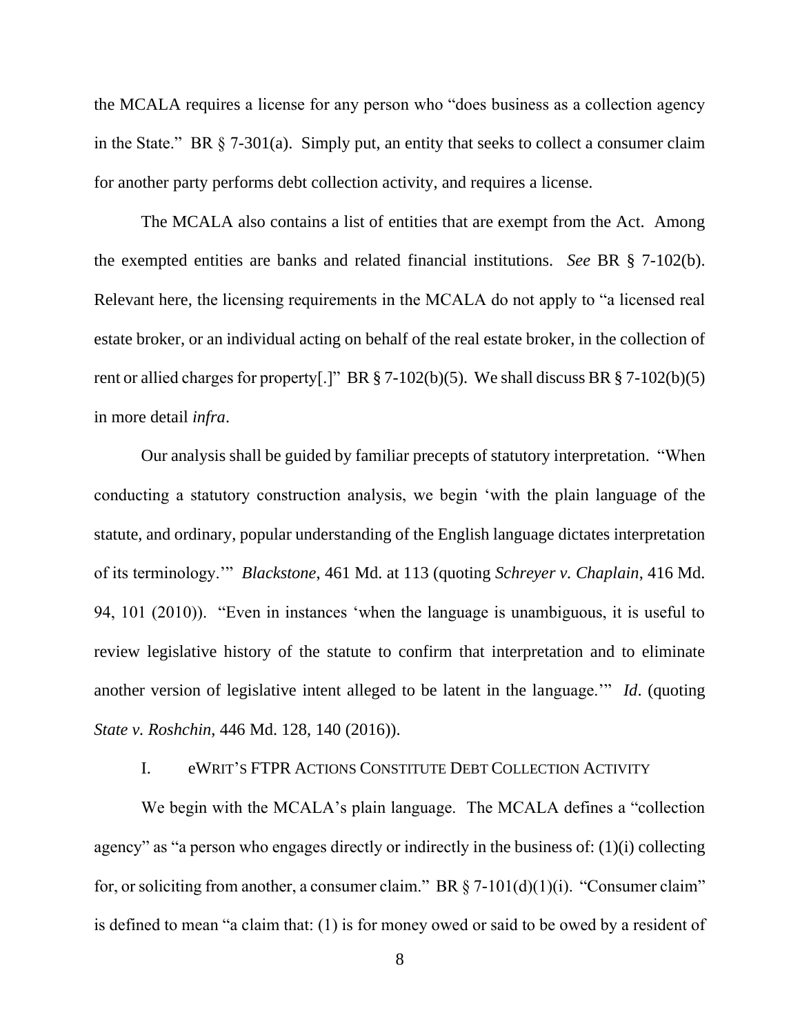the MCALA requires a license for any person who "does business as a collection agency in the State." BR § 7-301(a). Simply put, an entity that seeks to collect a consumer claim for another party performs debt collection activity, and requires a license.

The MCALA also contains a list of entities that are exempt from the Act. Among the exempted entities are banks and related financial institutions. *See* BR § 7-102(b). Relevant here, the licensing requirements in the MCALA do not apply to "a licensed real estate broker, or an individual acting on behalf of the real estate broker, in the collection of rent or allied charges for property[.]" BR § 7-102(b)(5). We shall discuss BR § 7-102(b)(5) in more detail *infra*.

Our analysis shall be guided by familiar precepts of statutory interpretation. "When conducting a statutory construction analysis, we begin 'with the plain language of the statute, and ordinary, popular understanding of the English language dictates interpretation of its terminology.'" *Blackstone*, 461 Md. at 113 (quoting *Schreyer v. Chaplain*, 416 Md. 94, 101 (2010)). "Even in instances 'when the language is unambiguous, it is useful to review legislative history of the statute to confirm that interpretation and to eliminate another version of legislative intent alleged to be latent in the language.'" *Id*. (quoting *State v. Roshchin*, 446 Md. 128, 140 (2016)).

## I. eWRIT'S FTPR ACTIONS CONSTITUTE DEBT COLLECTION ACTIVITY

We begin with the MCALA's plain language. The MCALA defines a "collection agency" as "a person who engages directly or indirectly in the business of: (1)(i) collecting for, or soliciting from another, a consumer claim." BR § 7-101(d)(1)(i). "Consumer claim" is defined to mean "a claim that: (1) is for money owed or said to be owed by a resident of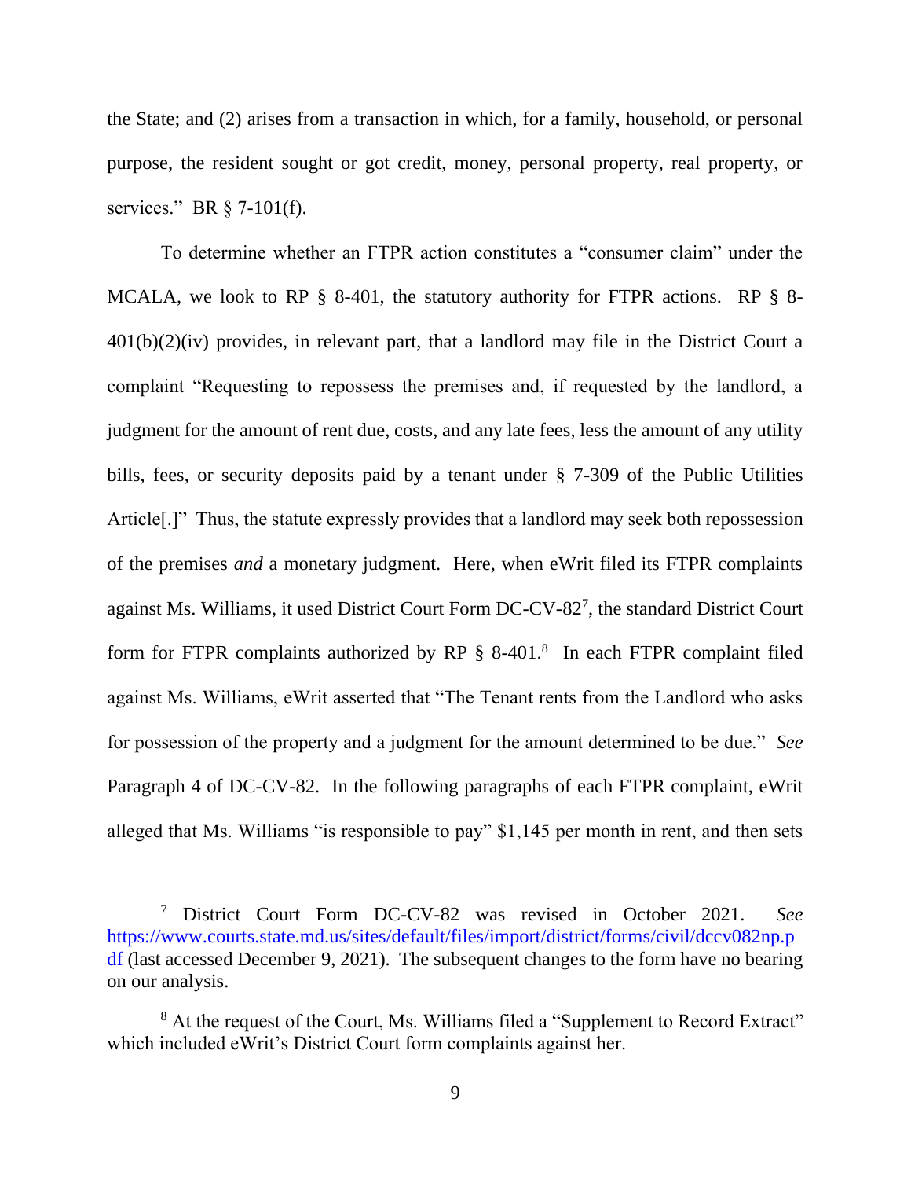the State; and (2) arises from a transaction in which, for a family, household, or personal purpose, the resident sought or got credit, money, personal property, real property, or services." BR § 7-101(f).

To determine whether an FTPR action constitutes a "consumer claim" under the MCALA, we look to RP § 8-401, the statutory authority for FTPR actions. RP § 8-401(b)(2)(iv) provides, in relevant part, that a landlord may file in the District Court a complaint "Requesting to repossess the premises and, if requested by the landlord, a judgment for the amount of rent due, costs, and any late fees, less the amount of any utility bills, fees, or security deposits paid by a tenant under § 7-309 of the Public Utilities Article[.]" Thus, the statute expressly provides that a landlord may seek both repossession of the premises *and* a monetary judgment. Here, when eWrit filed its FTPR complaints against Ms. Williams, it used District Court Form DC-CV-82[7], the standard District Court form for FTPR complaints authorized by RP § 8-401.[8] In each FTPR complaint filed against Ms. Williams, eWrit asserted that "The Tenant rents from the Landlord who asks for possession of the property and a judgment for the amount determined to be due." *See* Paragraph 4 of DC-CV-82. In the following paragraphs of each FTPR complaint, eWrit alleged that Ms. Williams "is responsible to pay" $1,145 per month in rent, and then sets

---

[7] District Court Form DC-CV-82 was revised in October 2021. *See* https://www.courts.state.md.us/sites/default/files/import/district/forms/civil/dccv082np.pdf (last accessed December 9, 2021). The subsequent changes to the form have no bearing on our analysis.

[8] At the request of the Court, Ms. Williams filed a "Supplement to Record Extract" which included eWrit's District Court form complaints against her.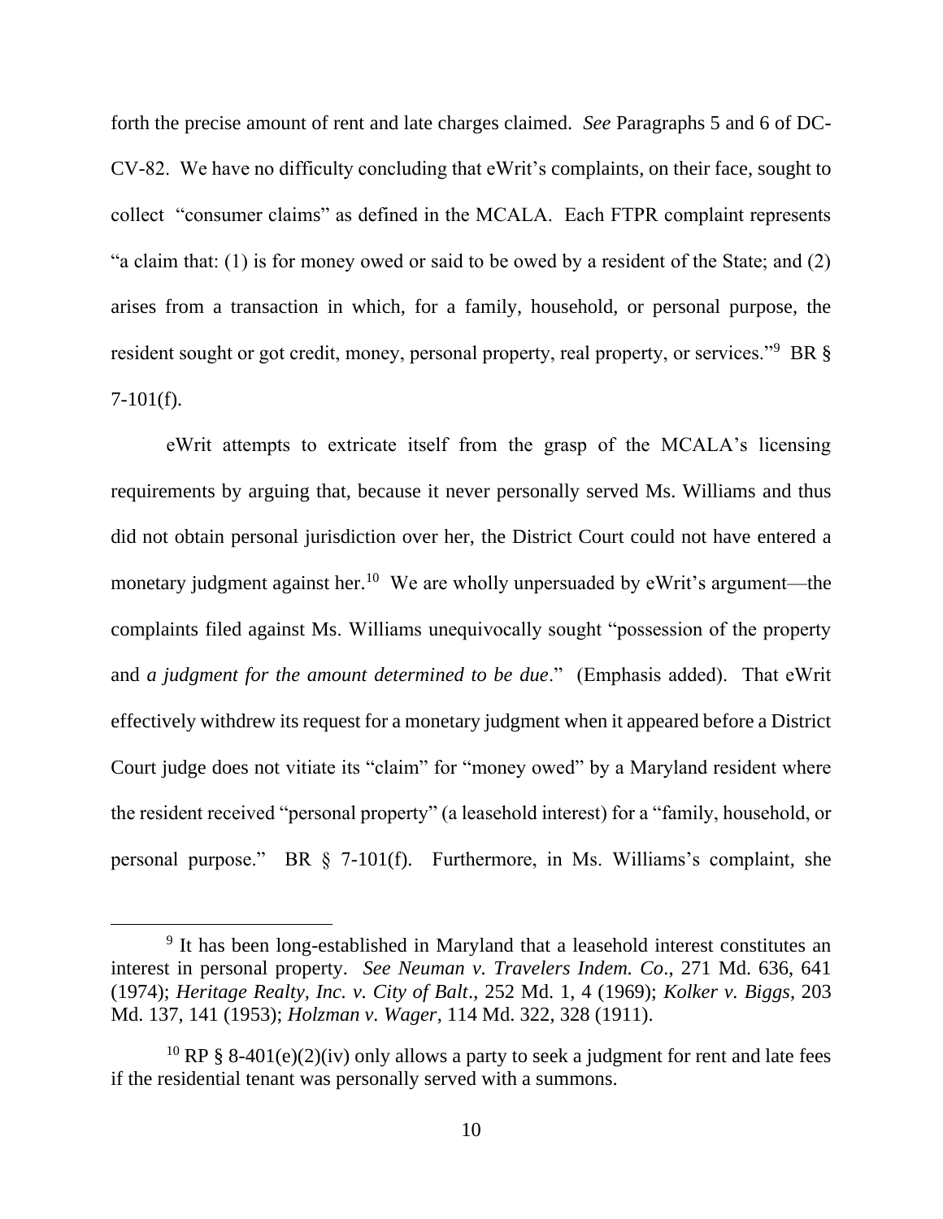forth the precise amount of rent and late charges claimed. *See* Paragraphs 5 and 6 of DC-CV-82. We have no difficulty concluding that eWrit's complaints, on their face, sought to collect "consumer claims" as defined in the MCALA. Each FTPR complaint represents "a claim that: (1) is for money owed or said to be owed by a resident of the State; and (2) arises from a transaction in which, for a family, household, or personal purpose, the resident sought or got credit, money, personal property, real property, or services."[9] BR § 7-101(f).

eWrit attempts to extricate itself from the grasp of the MCALA's licensing requirements by arguing that, because it never personally served Ms. Williams and thus did not obtain personal jurisdiction over her, the District Court could not have entered a monetary judgment against her.[10] We are wholly unpersuaded by eWrit's argument—the complaints filed against Ms. Williams unequivocally sought "possession of the property and *a judgment for the amount determined to be due*." (Emphasis added). That eWrit effectively withdrew its request for a monetary judgment when it appeared before a District Court judge does not vitiate its "claim" for "money owed" by a Maryland resident where the resident received "personal property" (a leasehold interest) for a "family, household, or personal purpose." BR § 7-101(f). Furthermore, in Ms. Williams's complaint, she

---

[9] It has been long-established in Maryland that a leasehold interest constitutes an interest in personal property. *See Neuman v. Travelers Indem. Co*., 271 Md. 636, 641 (1974); *Heritage Realty, Inc. v. City of Balt*., 252 Md. 1, 4 (1969); *Kolker v. Biggs*, 203 Md. 137, 141 (1953); *Holzman v. Wager*, 114 Md. 322, 328 (1911).

[10] RP § 8-401(e)(2)(iv) only allows a party to seek a judgment for rent and late fees if the residential tenant was personally served with a summons.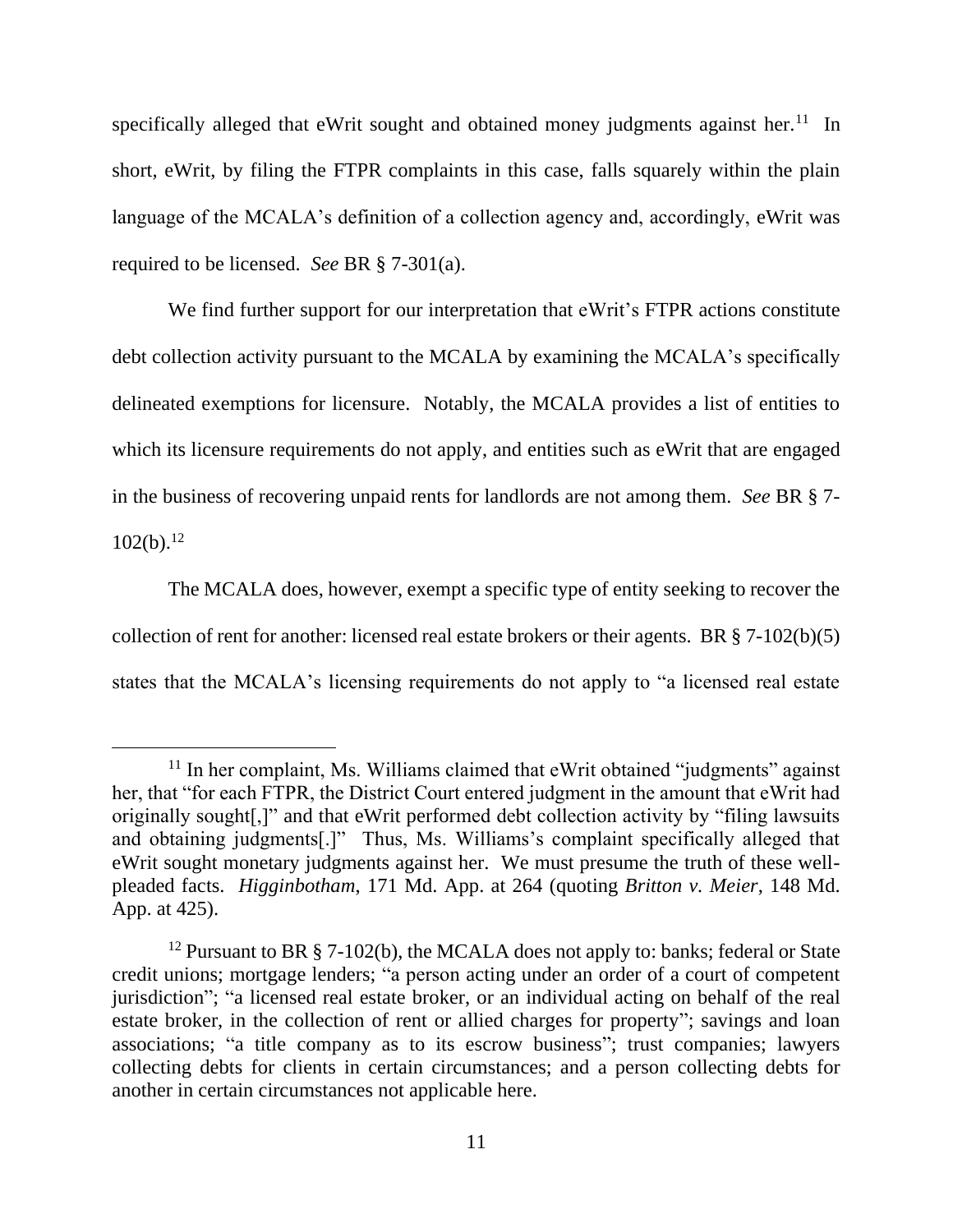specifically alleged that eWrit sought and obtained money judgments against her.[11] In short, eWrit, by filing the FTPR complaints in this case, falls squarely within the plain language of the MCALA's definition of a collection agency and, accordingly, eWrit was required to be licensed. *See* BR § 7-301(a).

We find further support for our interpretation that eWrit's FTPR actions constitute debt collection activity pursuant to the MCALA by examining the MCALA's specifically delineated exemptions for licensure. Notably, the MCALA provides a list of entities to which its licensure requirements do not apply, and entities such as eWrit that are engaged in the business of recovering unpaid rents for landlords are not among them. *See* BR § 7-102(b).[12]

The MCALA does, however, exempt a specific type of entity seeking to recover the collection of rent for another: licensed real estate brokers or their agents. BR § 7-102(b)(5) states that the MCALA's licensing requirements do not apply to "a licensed real estate

---

[11] In her complaint, Ms. Williams claimed that eWrit obtained "judgments" against her, that "for each FTPR, the District Court entered judgment in the amount that eWrit had originally sought[,]" and that eWrit performed debt collection activity by "filing lawsuits and obtaining judgments[.]" Thus, Ms. Williams's complaint specifically alleged that eWrit sought monetary judgments against her. We must presume the truth of these well-pleaded facts. *Higginbotham*, 171 Md. App. at 264 (quoting *Britton v. Meier*, 148 Md. App. at 425).

[12] Pursuant to BR § 7-102(b), the MCALA does not apply to: banks; federal or State credit unions; mortgage lenders; "a person acting under an order of a court of competent jurisdiction"; "a licensed real estate broker, or an individual acting on behalf of the real estate broker, in the collection of rent or allied charges for property"; savings and loan associations; "a title company as to its escrow business"; trust companies; lawyers collecting debts for clients in certain circumstances; and a person collecting debts for another in certain circumstances not applicable here.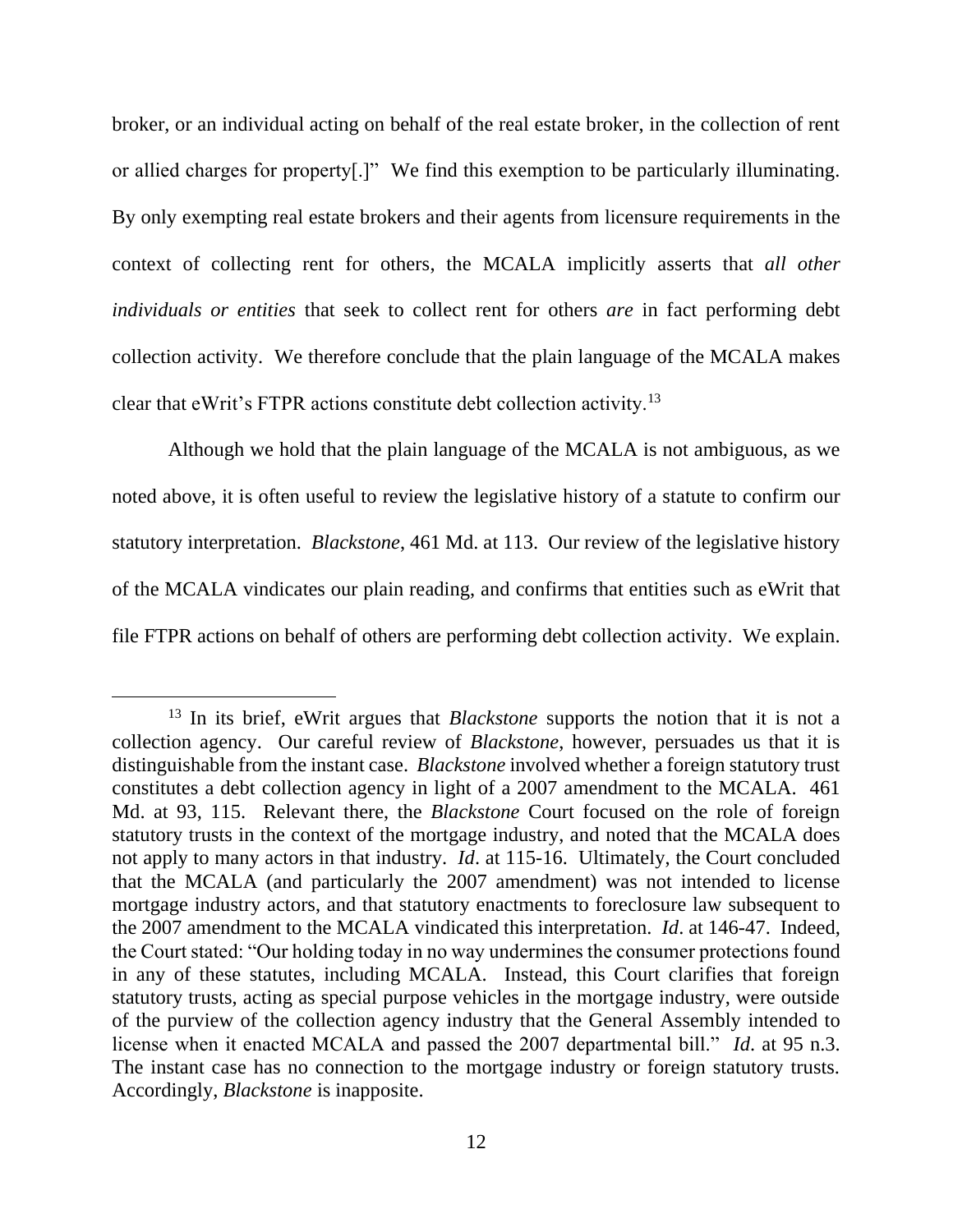broker, or an individual acting on behalf of the real estate broker, in the collection of rent or allied charges for property[.]" We find this exemption to be particularly illuminating. By only exempting real estate brokers and their agents from licensure requirements in the context of collecting rent for others, the MCALA implicitly asserts that *all other individuals or entities* that seek to collect rent for others *are* in fact performing debt collection activity. We therefore conclude that the plain language of the MCALA makes clear that eWrit's FTPR actions constitute debt collection activity.[13]

Although we hold that the plain language of the MCALA is not ambiguous, as we noted above, it is often useful to review the legislative history of a statute to confirm our statutory interpretation. *Blackstone*, 461 Md. at 113. Our review of the legislative history of the MCALA vindicates our plain reading, and confirms that entities such as eWrit that file FTPR actions on behalf of others are performing debt collection activity. We explain.

---

[13] In its brief, eWrit argues that *Blackstone* supports the notion that it is not a collection agency. Our careful review of *Blackstone*, however, persuades us that it is distinguishable from the instant case. *Blackstone* involved whether a foreign statutory trust constitutes a debt collection agency in light of a 2007 amendment to the MCALA. 461 Md. at 93, 115. Relevant there, the *Blackstone* Court focused on the role of foreign statutory trusts in the context of the mortgage industry, and noted that the MCALA does not apply to many actors in that industry. *Id*. at 115-16. Ultimately, the Court concluded that the MCALA (and particularly the 2007 amendment) was not intended to license mortgage industry actors, and that statutory enactments to foreclosure law subsequent to the 2007 amendment to the MCALA vindicated this interpretation. *Id*. at 146-47. Indeed, the Court stated: "Our holding today in no way undermines the consumer protections found in any of these statutes, including MCALA. Instead, this Court clarifies that foreign statutory trusts, acting as special purpose vehicles in the mortgage industry, were outside of the purview of the collection agency industry that the General Assembly intended to license when it enacted MCALA and passed the 2007 departmental bill." *Id*. at 95 n.3. The instant case has no connection to the mortgage industry or foreign statutory trusts. Accordingly, *Blackstone* is inapposite.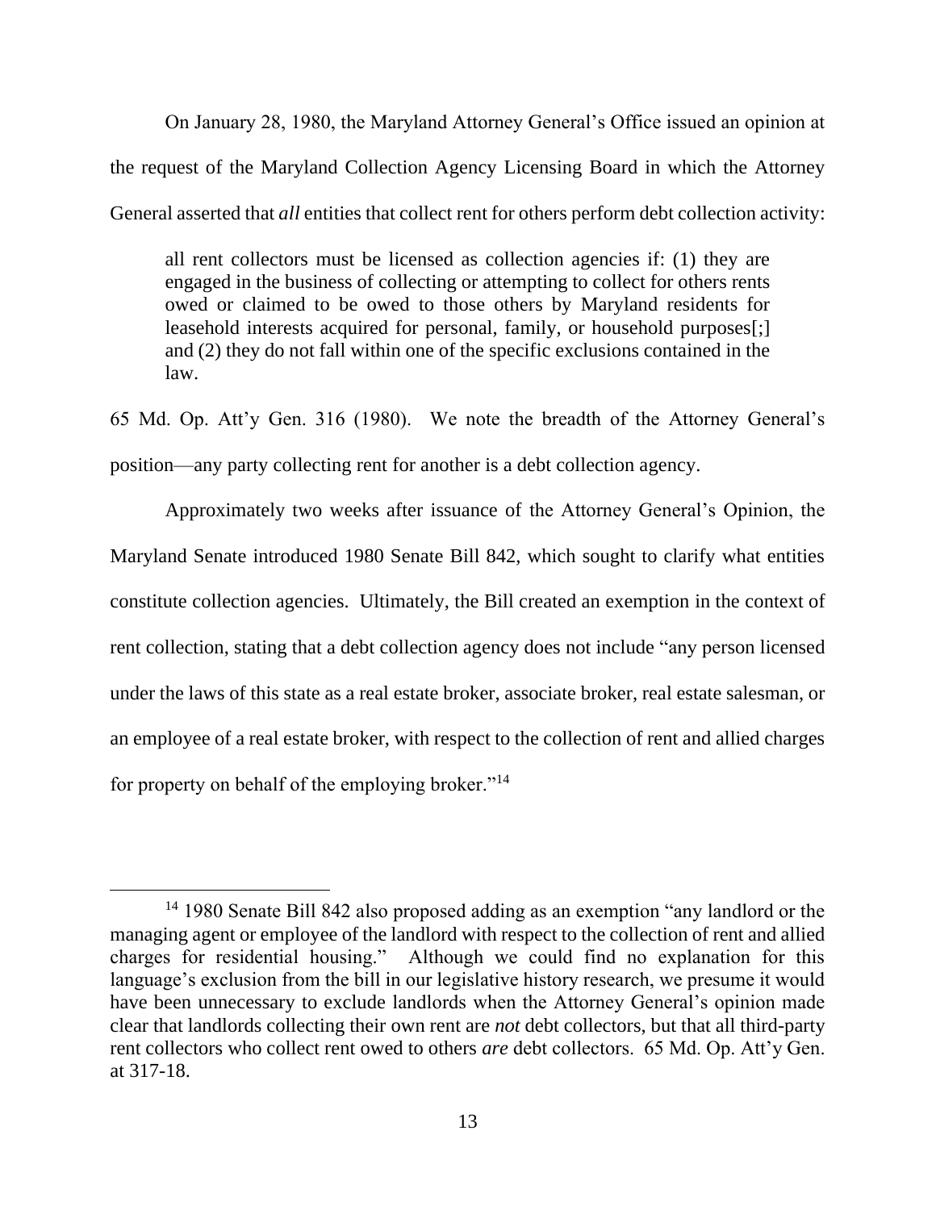On January 28, 1980, the Maryland Attorney General's Office issued an opinion at the request of the Maryland Collection Agency Licensing Board in which the Attorney General asserted that *all* entities that collect rent for others perform debt collection activity:

> all rent collectors must be licensed as collection agencies if: (1) they are engaged in the business of collecting or attempting to collect for others rents owed or claimed to be owed to those others by Maryland residents for leasehold interests acquired for personal, family, or household purposes[;] and (2) they do not fall within one of the specific exclusions contained in the law.

65 Md. Op. Att'y Gen. 316 (1980). We note the breadth of the Attorney General's position—any party collecting rent for another is a debt collection agency.

Approximately two weeks after issuance of the Attorney General's Opinion, the Maryland Senate introduced 1980 Senate Bill 842, which sought to clarify what entities constitute collection agencies. Ultimately, the Bill created an exemption in the context of rent collection, stating that a debt collection agency does not include "any person licensed under the laws of this state as a real estate broker, associate broker, real estate salesman, or an employee of a real estate broker, with respect to the collection of rent and allied charges for property on behalf of the employing broker."[14]

---

[14] 1980 Senate Bill 842 also proposed adding as an exemption "any landlord or the managing agent or employee of the landlord with respect to the collection of rent and allied charges for residential housing." Although we could find no explanation for this language's exclusion from the bill in our legislative history research, we presume it would have been unnecessary to exclude landlords when the Attorney General's opinion made clear that landlords collecting their own rent are *not* debt collectors, but that all third-party rent collectors who collect rent owed to others *are* debt collectors. 65 Md. Op. Att'y Gen. at 317-18.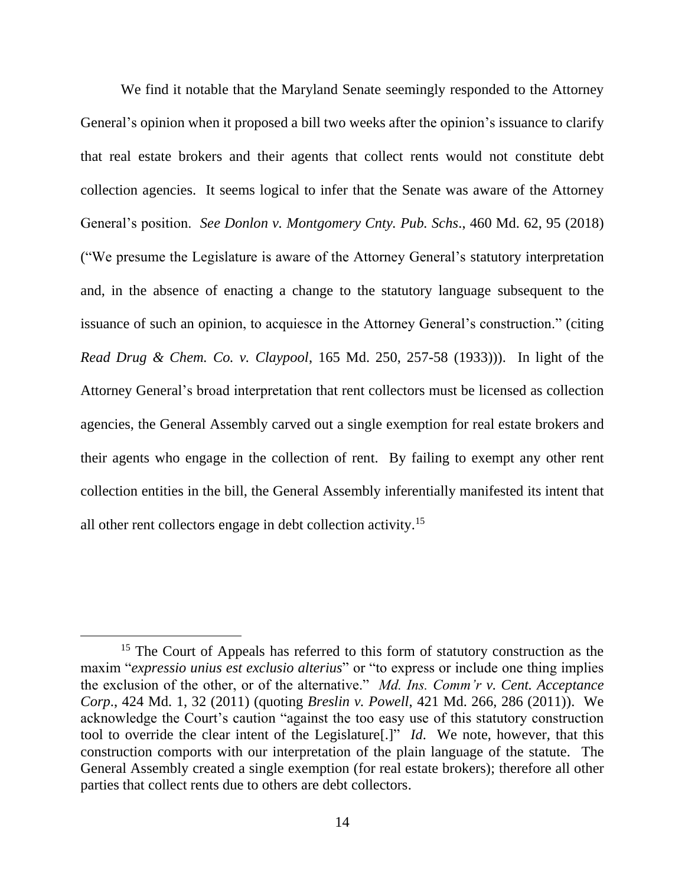We find it notable that the Maryland Senate seemingly responded to the Attorney General's opinion when it proposed a bill two weeks after the opinion's issuance to clarify that real estate brokers and their agents that collect rents would not constitute debt collection agencies. It seems logical to infer that the Senate was aware of the Attorney General's position. *See Donlon v. Montgomery Cnty. Pub. Schs*., 460 Md. 62, 95 (2018) ("We presume the Legislature is aware of the Attorney General's statutory interpretation and, in the absence of enacting a change to the statutory language subsequent to the issuance of such an opinion, to acquiesce in the Attorney General's construction." (citing *Read Drug & Chem. Co. v. Claypool*, 165 Md. 250, 257-58 (1933))). In light of the Attorney General's broad interpretation that rent collectors must be licensed as collection agencies, the General Assembly carved out a single exemption for real estate brokers and their agents who engage in the collection of rent. By failing to exempt any other rent collection entities in the bill, the General Assembly inferentially manifested its intent that all other rent collectors engage in debt collection activity.[15]

---

[15] The Court of Appeals has referred to this form of statutory construction as the maxim "*expressio unius est exclusio alterius*" or "to express or include one thing implies the exclusion of the other, or of the alternative." *Md. Ins. Comm'r v. Cent. Acceptance Corp*., 424 Md. 1, 32 (2011) (quoting *Breslin v. Powell*, 421 Md. 266, 286 (2011)). We acknowledge the Court's caution "against the too easy use of this statutory construction tool to override the clear intent of the Legislature[.]" *Id*. We note, however, that this construction comports with our interpretation of the plain language of the statute. The General Assembly created a single exemption (for real estate brokers); therefore all other parties that collect rents due to others are debt collectors.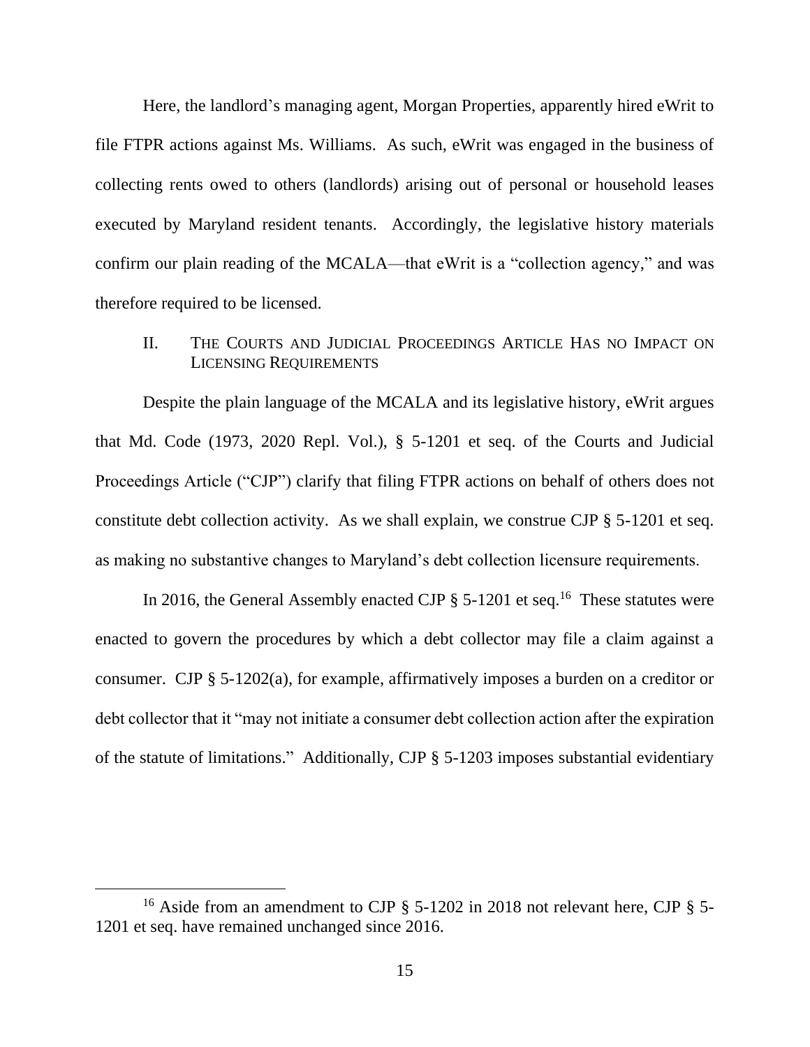Here, the landlord's managing agent, Morgan Properties, apparently hired eWrit to file FTPR actions against Ms. Williams. As such, eWrit was engaged in the business of collecting rents owed to others (landlords) arising out of personal or household leases executed by Maryland resident tenants. Accordingly, the legislative history materials confirm our plain reading of the MCALA—that eWrit is a "collection agency," and was therefore required to be licensed.

## II. The Courts and Judicial Proceedings Article Has no Impact on Licensing Requirements

Despite the plain language of the MCALA and its legislative history, eWrit argues that Md. Code (1973, 2020 Repl. Vol.), § 5-1201 et seq. of the Courts and Judicial Proceedings Article ("CJP") clarify that filing FTPR actions on behalf of others does not constitute debt collection activity. As we shall explain, we construe CJP § 5-1201 et seq. as making no substantive changes to Maryland's debt collection licensure requirements.

In 2016, the General Assembly enacted CJP § 5-1201 et seq.[16] These statutes were enacted to govern the procedures by which a debt collector may file a claim against a consumer. CJP § 5-1202(a), for example, affirmatively imposes a burden on a creditor or debt collector that it "may not initiate a consumer debt collection action after the expiration of the statute of limitations." Additionally, CJP § 5-1203 imposes substantial evidentiary

---

[16] Aside from an amendment to CJP § 5-1202 in 2018 not relevant here, CJP § 5-1201 et seq. have remained unchanged since 2016.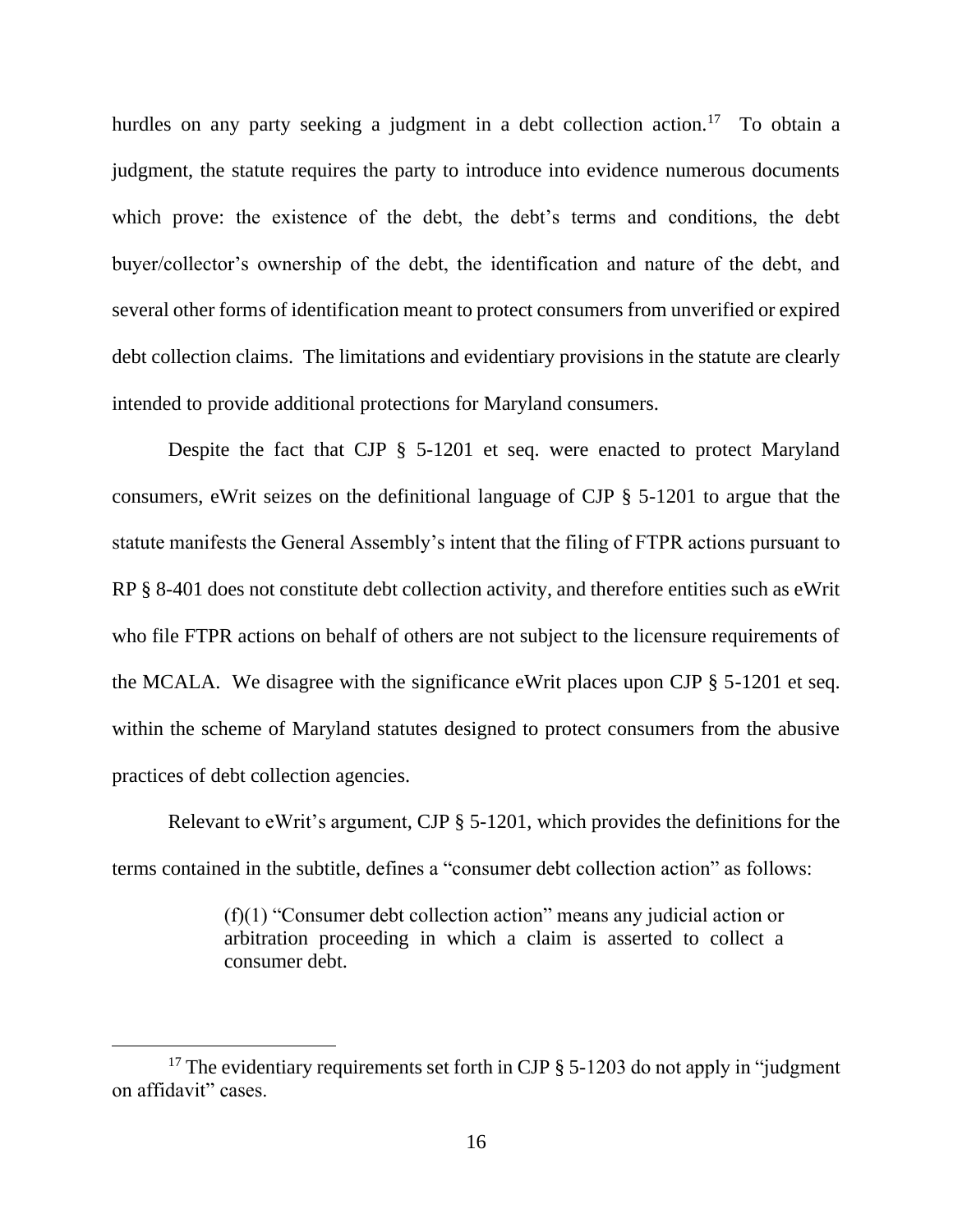hurdles on any party seeking a judgment in a debt collection action.[17] To obtain a judgment, the statute requires the party to introduce into evidence numerous documents which prove: the existence of the debt, the debt's terms and conditions, the debt buyer/collector's ownership of the debt, the identification and nature of the debt, and several other forms of identification meant to protect consumers from unverified or expired debt collection claims. The limitations and evidentiary provisions in the statute are clearly intended to provide additional protections for Maryland consumers.

Despite the fact that CJP § 5-1201 et seq. were enacted to protect Maryland consumers, eWrit seizes on the definitional language of CJP § 5-1201 to argue that the statute manifests the General Assembly's intent that the filing of FTPR actions pursuant to RP § 8-401 does not constitute debt collection activity, and therefore entities such as eWrit who file FTPR actions on behalf of others are not subject to the licensure requirements of the MCALA. We disagree with the significance eWrit places upon CJP § 5-1201 et seq. within the scheme of Maryland statutes designed to protect consumers from the abusive practices of debt collection agencies.

Relevant to eWrit's argument, CJP § 5-1201, which provides the definitions for the terms contained in the subtitle, defines a "consumer debt collection action" as follows:

> (f)(1) "Consumer debt collection action" means any judicial action or arbitration proceeding in which a claim is asserted to collect a consumer debt.

---

[17] The evidentiary requirements set forth in CJP § 5-1203 do not apply in "judgment on affidavit" cases.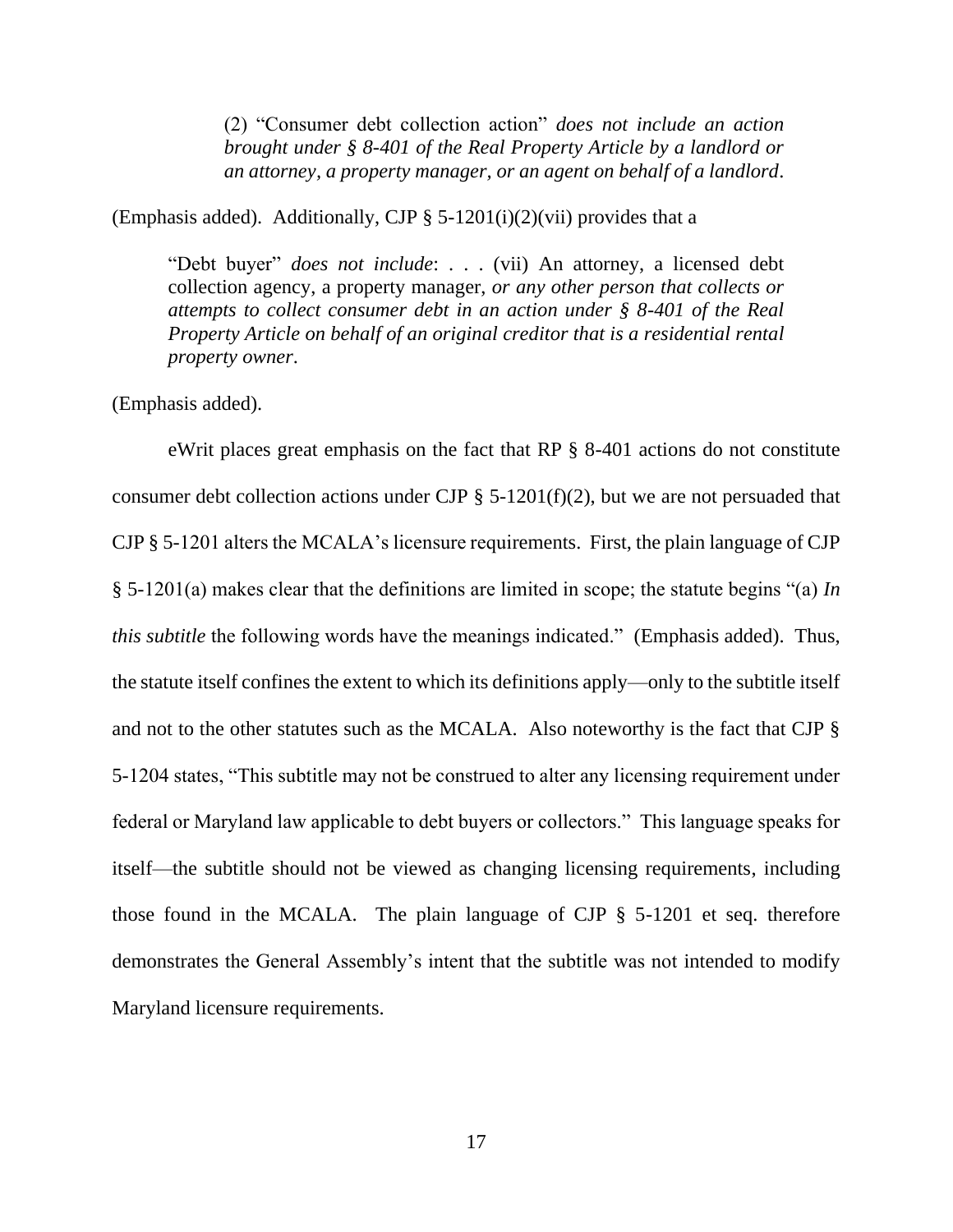> (2) "Consumer debt collection action" *does not include an action brought under § 8-401 of the Real Property Article by a landlord or an attorney, a property manager, or an agent on behalf of a landlord*.

(Emphasis added). Additionally, CJP § 5-1201(i)(2)(vii) provides that a

> "Debt buyer" *does not include*: . . . (vii) An attorney, a licensed debt collection agency, a property manager, *or any other person that collects or attempts to collect consumer debt in an action under § 8-401 of the Real Property Article on behalf of an original creditor that is a residential rental property owner*.

(Emphasis added).

eWrit places great emphasis on the fact that RP § 8-401 actions do not constitute consumer debt collection actions under CJP § 5-1201(f)(2), but we are not persuaded that CJP § 5-1201 alters the MCALA's licensure requirements. First, the plain language of CJP § 5-1201(a) makes clear that the definitions are limited in scope; the statute begins "(a) *In this subtitle* the following words have the meanings indicated." (Emphasis added). Thus, the statute itself confines the extent to which its definitions apply—only to the subtitle itself and not to the other statutes such as the MCALA. Also noteworthy is the fact that CJP § 5-1204 states, "This subtitle may not be construed to alter any licensing requirement under federal or Maryland law applicable to debt buyers or collectors." This language speaks for itself—the subtitle should not be viewed as changing licensing requirements, including those found in the MCALA. The plain language of CJP § 5-1201 et seq. therefore demonstrates the General Assembly's intent that the subtitle was not intended to modify Maryland licensure requirements.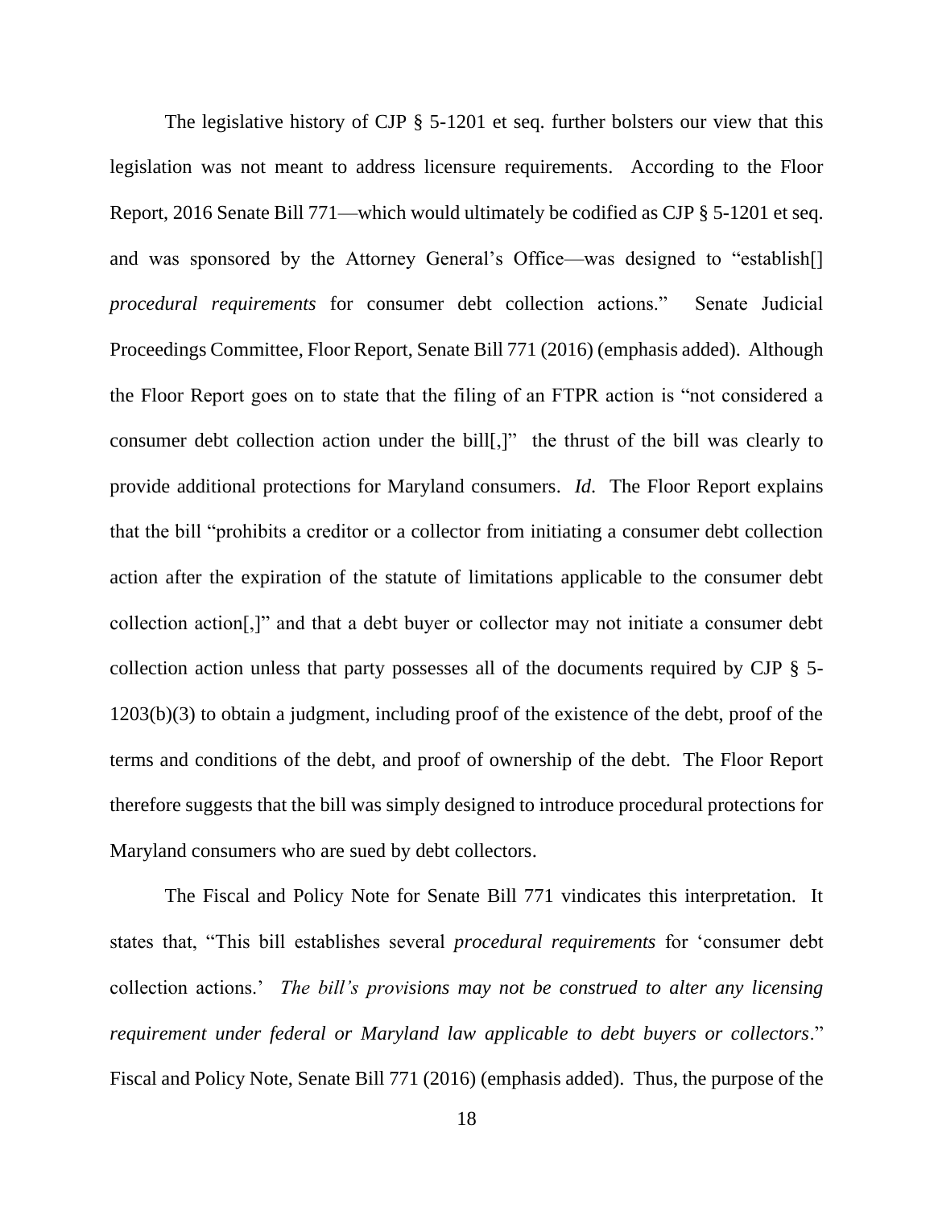The legislative history of CJP § 5-1201 et seq. further bolsters our view that this legislation was not meant to address licensure requirements. According to the Floor Report, 2016 Senate Bill 771—which would ultimately be codified as CJP § 5-1201 et seq. and was sponsored by the Attorney General's Office—was designed to "establish[] *procedural requirements* for consumer debt collection actions." Senate Judicial Proceedings Committee, Floor Report, Senate Bill 771 (2016) (emphasis added). Although the Floor Report goes on to state that the filing of an FTPR action is "not considered a consumer debt collection action under the bill[,]" the thrust of the bill was clearly to provide additional protections for Maryland consumers. *Id*. The Floor Report explains that the bill "prohibits a creditor or a collector from initiating a consumer debt collection action after the expiration of the statute of limitations applicable to the consumer debt collection action[,]" and that a debt buyer or collector may not initiate a consumer debt collection action unless that party possesses all of the documents required by CJP § 5-1203(b)(3) to obtain a judgment, including proof of the existence of the debt, proof of the terms and conditions of the debt, and proof of ownership of the debt. The Floor Report therefore suggests that the bill was simply designed to introduce procedural protections for Maryland consumers who are sued by debt collectors.

The Fiscal and Policy Note for Senate Bill 771 vindicates this interpretation. It states that, "This bill establishes several *procedural requirements* for 'consumer debt collection actions.' *The bill's provisions may not be construed to alter any licensing requirement under federal or Maryland law applicable to debt buyers or collectors*." Fiscal and Policy Note, Senate Bill 771 (2016) (emphasis added). Thus, the purpose of the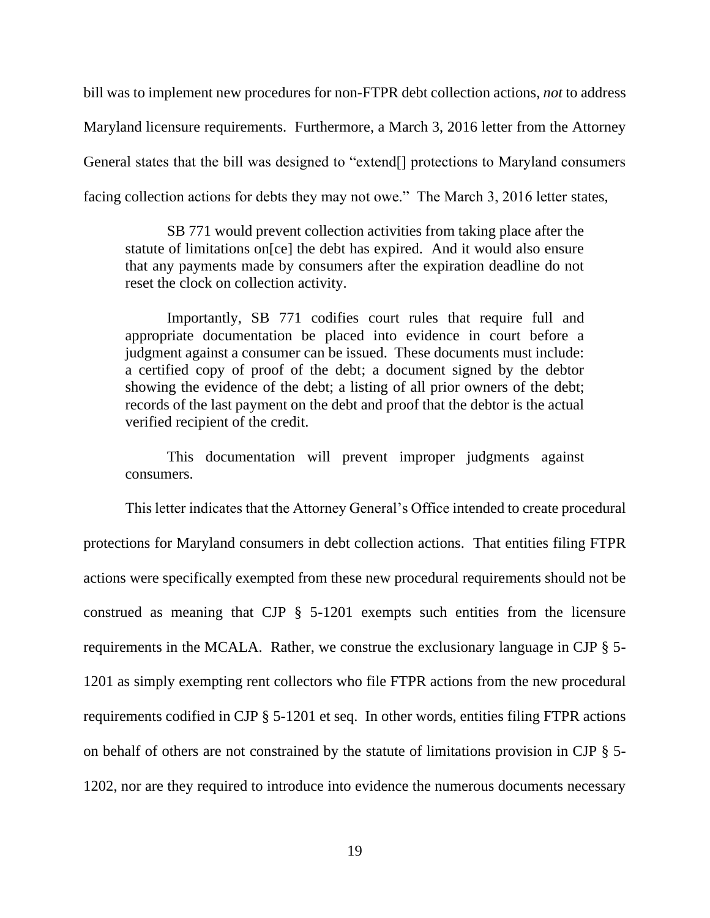bill was to implement new procedures for non-FTPR debt collection actions, *not* to address Maryland licensure requirements. Furthermore, a March 3, 2016 letter from the Attorney General states that the bill was designed to "extend[] protections to Maryland consumers facing collection actions for debts they may not owe." The March 3, 2016 letter states,

> SB 771 would prevent collection activities from taking place after the statute of limitations on[ce] the debt has expired. And it would also ensure that any payments made by consumers after the expiration deadline do not reset the clock on collection activity.
>
> Importantly, SB 771 codifies court rules that require full and appropriate documentation be placed into evidence in court before a judgment against a consumer can be issued. These documents must include: a certified copy of proof of the debt; a document signed by the debtor showing the evidence of the debt; a listing of all prior owners of the debt; records of the last payment on the debt and proof that the debtor is the actual verified recipient of the credit.
>
> This documentation will prevent improper judgments against consumers.

This letter indicates that the Attorney General's Office intended to create procedural protections for Maryland consumers in debt collection actions. That entities filing FTPR actions were specifically exempted from these new procedural requirements should not be construed as meaning that CJP § 5-1201 exempts such entities from the licensure requirements in the MCALA. Rather, we construe the exclusionary language in CJP § 5-1201 as simply exempting rent collectors who file FTPR actions from the new procedural requirements codified in CJP § 5-1201 et seq. In other words, entities filing FTPR actions on behalf of others are not constrained by the statute of limitations provision in CJP § 5-1202, nor are they required to introduce into evidence the numerous documents necessary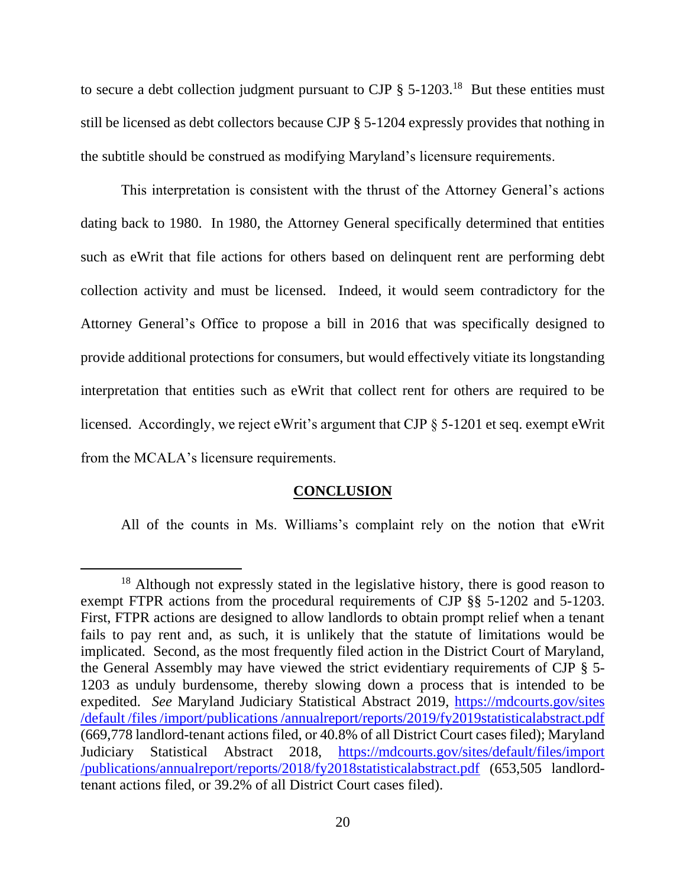to secure a debt collection judgment pursuant to CJP § 5-1203.[18] But these entities must still be licensed as debt collectors because CJP § 5-1204 expressly provides that nothing in the subtitle should be construed as modifying Maryland's licensure requirements.

This interpretation is consistent with the thrust of the Attorney General's actions dating back to 1980. In 1980, the Attorney General specifically determined that entities such as eWrit that file actions for others based on delinquent rent are performing debt collection activity and must be licensed. Indeed, it would seem contradictory for the Attorney General's Office to propose a bill in 2016 that was specifically designed to provide additional protections for consumers, but would effectively vitiate its longstanding interpretation that entities such as eWrit that collect rent for others are required to be licensed. Accordingly, we reject eWrit's argument that CJP § 5-1201 et seq. exempt eWrit from the MCALA's licensure requirements.

## CONCLUSION

All of the counts in Ms. Williams's complaint rely on the notion that eWrit

---

[18] Although not expressly stated in the legislative history, there is good reason to exempt FTPR actions from the procedural requirements of CJP §§ 5-1202 and 5-1203. First, FTPR actions are designed to allow landlords to obtain prompt relief when a tenant fails to pay rent and, as such, it is unlikely that the statute of limitations would be implicated. Second, as the most frequently filed action in the District Court of Maryland, the General Assembly may have viewed the strict evidentiary requirements of CJP § 5-1203 as unduly burdensome, thereby slowing down a process that is intended to be expedited. *See* Maryland Judiciary Statistical Abstract 2019, https://mdcourts.gov/sites/default/files/import/publications/annualreport/reports/2019/fy2019statisticalabstract.pdf (669,778 landlord-tenant actions filed, or 40.8% of all District Court cases filed); Maryland Judiciary Statistical Abstract 2018, https://mdcourts.gov/sites/default/files/import/publications/annualreport/reports/2018/fy2018statisticalabstract.pdf (653,505 landlord-tenant actions filed, or 39.2% of all District Court cases filed).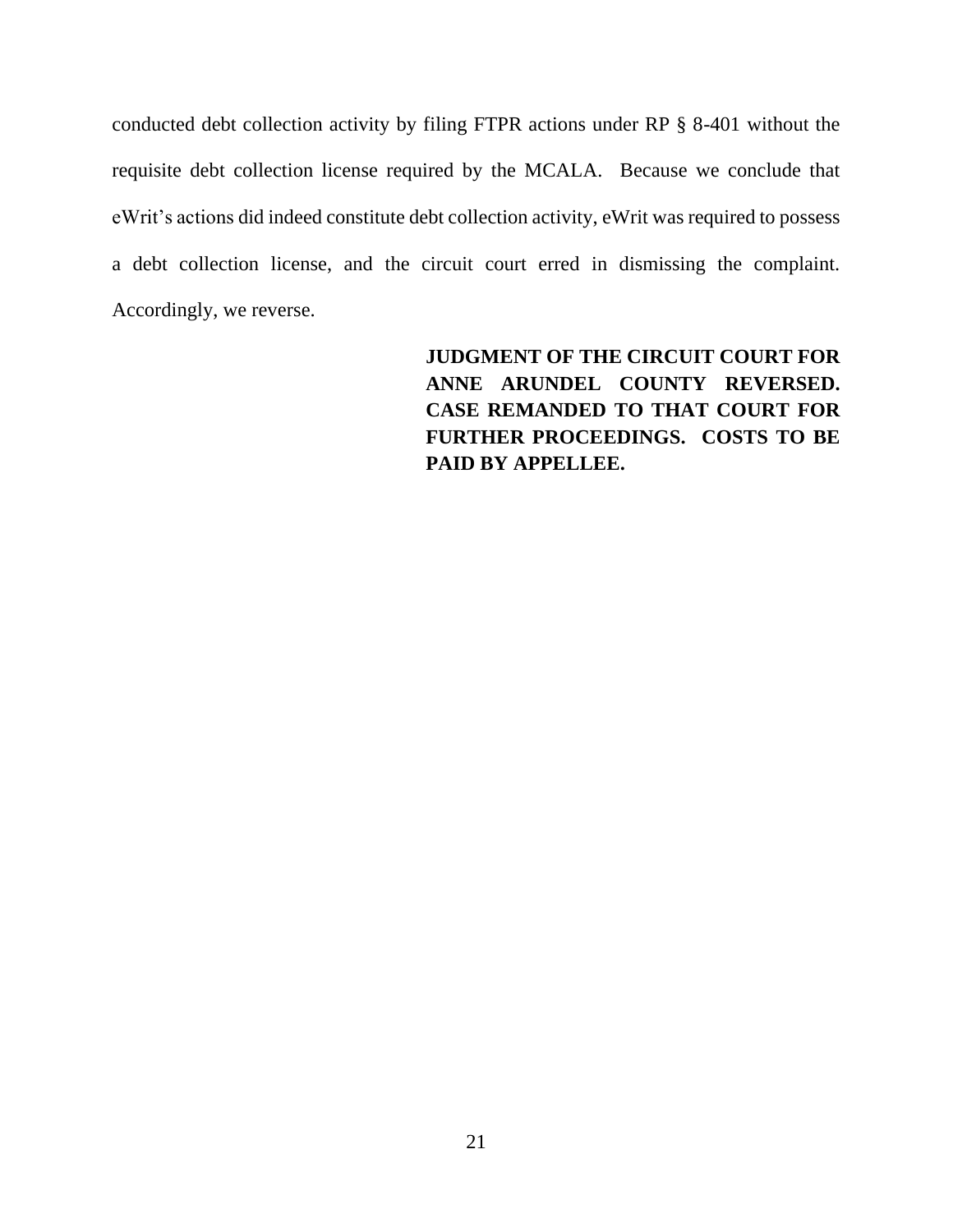conducted debt collection activity by filing FTPR actions under RP § 8-401 without the requisite debt collection license required by the MCALA. Because we conclude that eWrit's actions did indeed constitute debt collection activity, eWrit was required to possess a debt collection license, and the circuit court erred in dismissing the complaint. Accordingly, we reverse.

**JUDGMENT OF THE CIRCUIT COURT FOR ANNE ARUNDEL COUNTY REVERSED. CASE REMANDED TO THAT COURT FOR FURTHER PROCEEDINGS. COSTS TO BE PAID BY APPELLEE.**